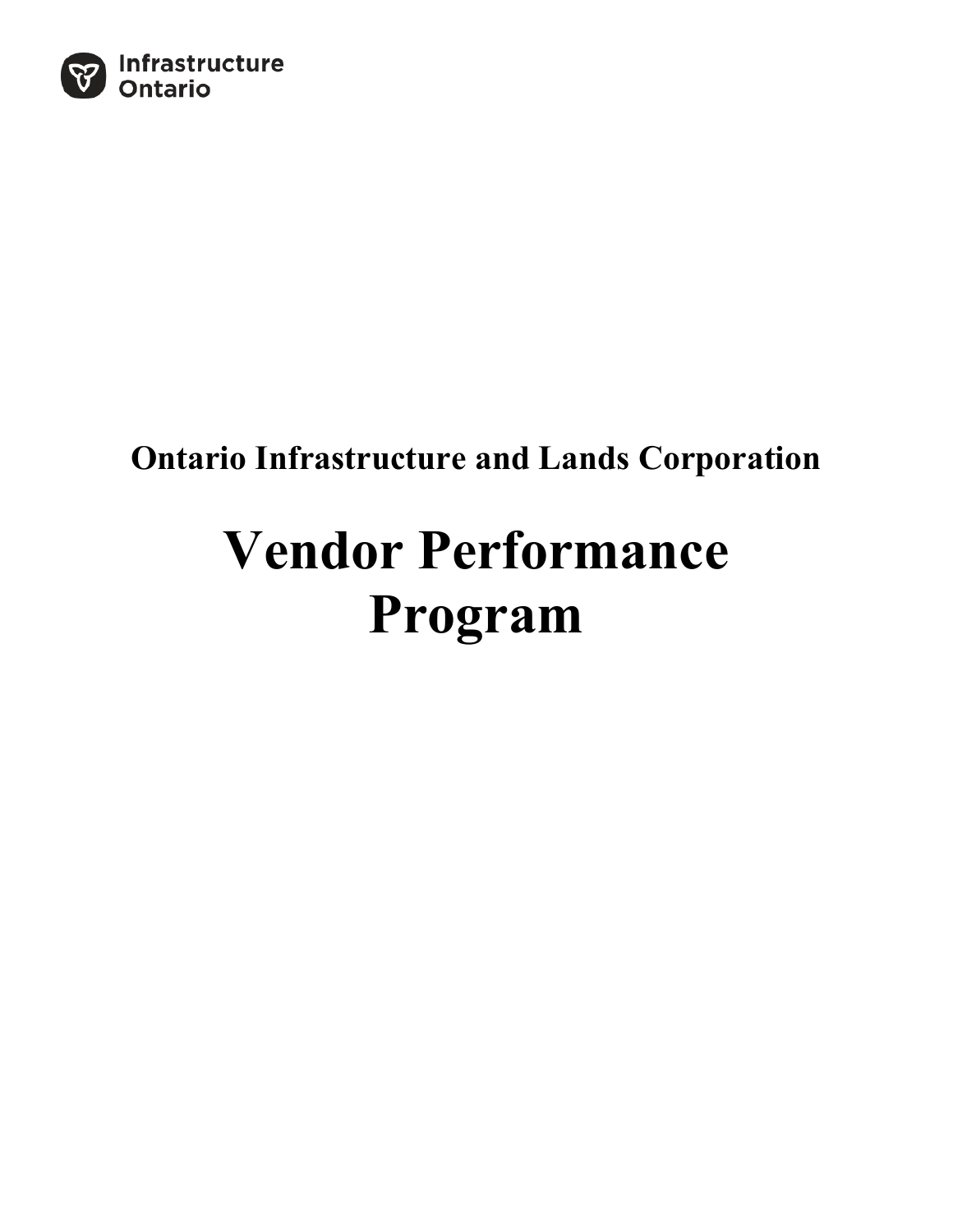Infrastructure Ontario

**Ontario Infrastructure and Lands Corporation**

# Vendor Performance Program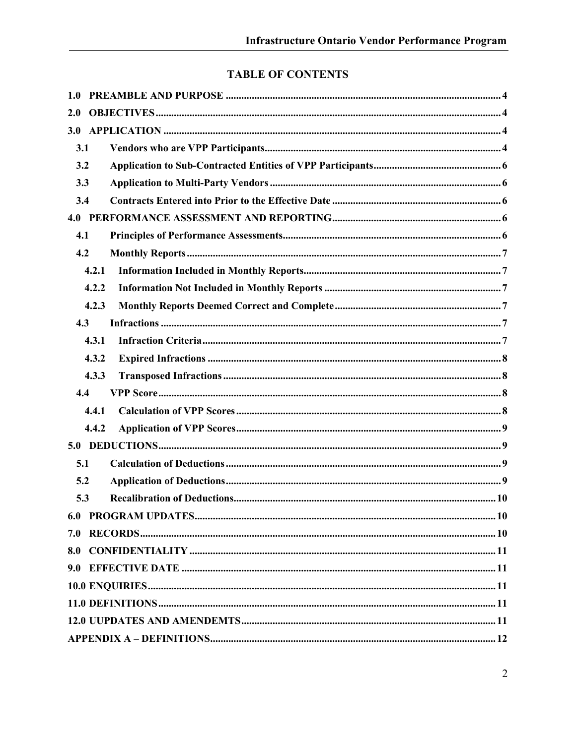## TABLE OF CONTENTS

1.0 PREAMBLE AND PURPOSE ..... 4
2.0 OBJECTIVES ..... 4
3.0 APPLICATION ..... 4
- 3.1 Vendors who are VPP Participants ..... 4
- 3.2 Application to Sub-Contracted Entities of VPP Participants ..... 6
- 3.3 Application to Multi-Party Vendors ..... 6
- 3.4 Contracts Entered into Prior to the Effective Date ..... 6

4.0 PERFORMANCE ASSESSMENT AND REPORTING ..... 6
- 4.1 Principles of Performance Assessments ..... 6
- 4.2 Monthly Reports ..... 7
  - 4.2.1 Information Included in Monthly Reports ..... 7
  - 4.2.2 Information Not Included in Monthly Reports ..... 7
  - 4.2.3 Monthly Reports Deemed Correct and Complete ..... 7
- 4.3 Infractions ..... 7
  - 4.3.1 Infraction Criteria ..... 7
  - 4.3.2 Expired Infractions ..... 8
  - 4.3.3 Transposed Infractions ..... 8
- 4.4 VPP Score ..... 8
  - 4.4.1 Calculation of VPP Scores ..... 8
  - 4.4.2 Application of VPP Scores ..... 9

5.0 DEDUCTIONS ..... 9
- 5.1 Calculation of Deductions ..... 9
- 5.2 Application of Deductions ..... 9
- 5.3 Recalibration of Deductions ..... 10

6.0 PROGRAM UPDATES ..... 10
7.0 RECORDS ..... 10
8.0 CONFIDENTIALITY ..... 11
9.0 EFFECTIVE DATE ..... 11
10.0 ENQUIRIES ..... 11
11.0 DEFINITIONS ..... 11
12.0 UUPDATES AND AMENDEMTS ..... 11
APPENDIX A – DEFINITIONS ..... 12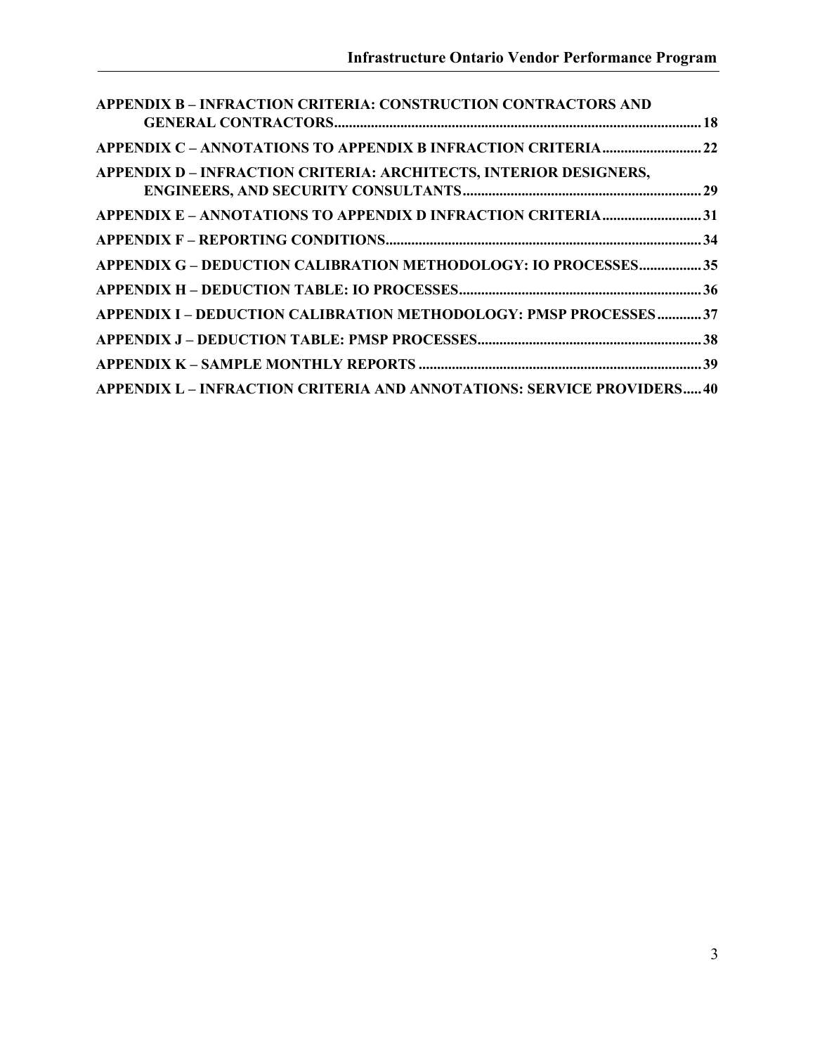**APPENDIX B – INFRACTION CRITERIA: CONSTRUCTION CONTRACTORS AND GENERAL CONTRACTORS** ..... 18

**APPENDIX C – ANNOTATIONS TO APPENDIX B INFRACTION CRITERIA** ..... 22

**APPENDIX D – INFRACTION CRITERIA: ARCHITECTS, INTERIOR DESIGNERS, ENGINEERS, AND SECURITY CONSULTANTS** ..... 29

**APPENDIX E – ANNOTATIONS TO APPENDIX D INFRACTION CRITERIA** ..... 31

**APPENDIX F – REPORTING CONDITIONS** ..... 34

**APPENDIX G – DEDUCTION CALIBRATION METHODOLOGY: IO PROCESSES** ..... 35

**APPENDIX H – DEDUCTION TABLE: IO PROCESSES** ..... 36

**APPENDIX I – DEDUCTION CALIBRATION METHODOLOGY: PMSP PROCESSES** ..... 37

**APPENDIX J – DEDUCTION TABLE: PMSP PROCESSES** ..... 38

**APPENDIX K – SAMPLE MONTHLY REPORTS** ..... 39

**APPENDIX L – INFRACTION CRITERIA AND ANNOTATIONS: SERVICE PROVIDERS** ..... 40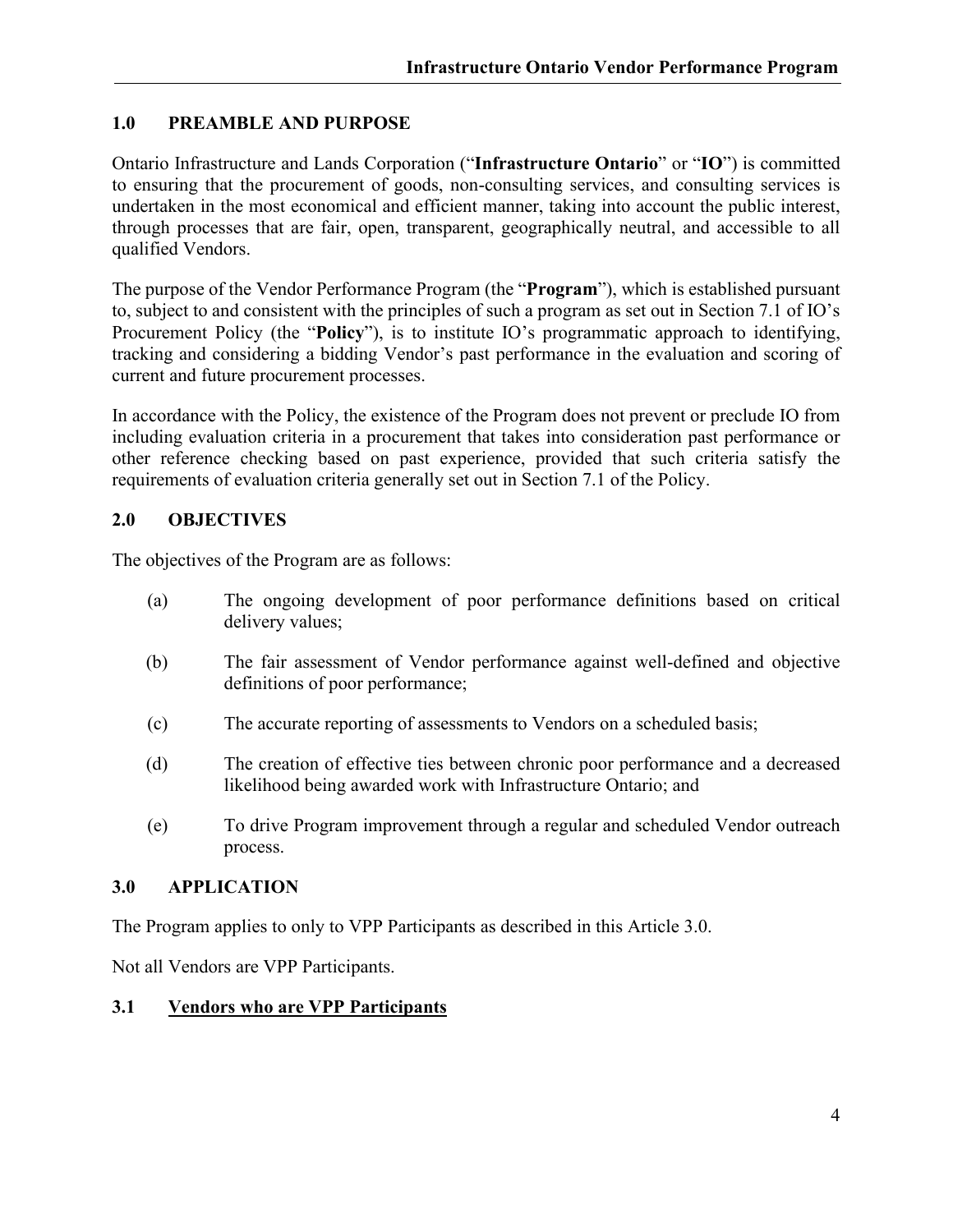## 1.0 PREAMBLE AND PURPOSE

Ontario Infrastructure and Lands Corporation ("**Infrastructure Ontario**" or "**IO**") is committed to ensuring that the procurement of goods, non-consulting services, and consulting services is undertaken in the most economical and efficient manner, taking into account the public interest, through processes that are fair, open, transparent, geographically neutral, and accessible to all qualified Vendors.

The purpose of the Vendor Performance Program (the "**Program**"), which is established pursuant to, subject to and consistent with the principles of such a program as set out in Section 7.1 of IO's Procurement Policy (the "**Policy**"), is to institute IO's programmatic approach to identifying, tracking and considering a bidding Vendor's past performance in the evaluation and scoring of current and future procurement processes.

In accordance with the Policy, the existence of the Program does not prevent or preclude IO from including evaluation criteria in a procurement that takes into consideration past performance or other reference checking based on past experience, provided that such criteria satisfy the requirements of evaluation criteria generally set out in Section 7.1 of the Policy.

## 2.0 OBJECTIVES

The objectives of the Program are as follows:

(a) The ongoing development of poor performance definitions based on critical delivery values;

(b) The fair assessment of Vendor performance against well-defined and objective definitions of poor performance;

(c) The accurate reporting of assessments to Vendors on a scheduled basis;

(d) The creation of effective ties between chronic poor performance and a decreased likelihood being awarded work with Infrastructure Ontario; and

(e) To drive Program improvement through a regular and scheduled Vendor outreach process.

## 3.0 APPLICATION

The Program applies to only to VPP Participants as described in this Article 3.0.

Not all Vendors are VPP Participants.

### 3.1 <u>Vendors who are VPP Participants</u>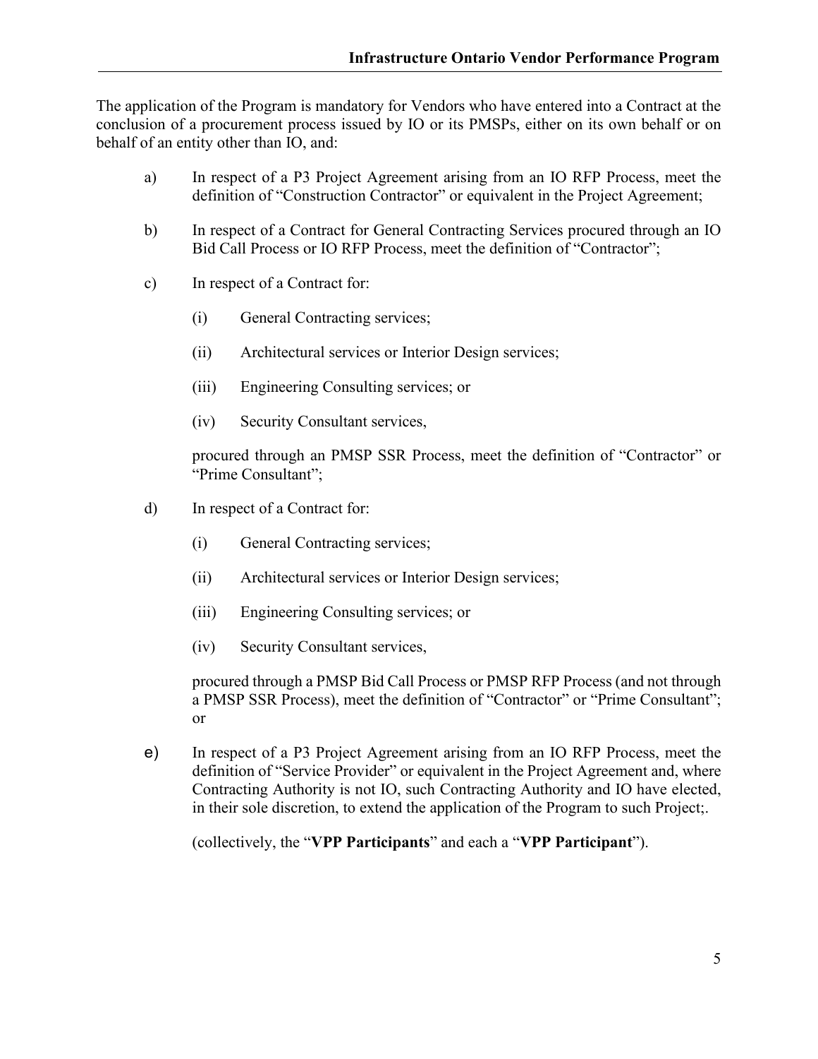The application of the Program is mandatory for Vendors who have entered into a Contract at the conclusion of a procurement process issued by IO or its PMSPs, either on its own behalf or on behalf of an entity other than IO, and:

a) In respect of a P3 Project Agreement arising from an IO RFP Process, meet the definition of “Construction Contractor” or equivalent in the Project Agreement;

b) In respect of a Contract for General Contracting Services procured through an IO Bid Call Process or IO RFP Process, meet the definition of “Contractor”;

c) In respect of a Contract for:

   (i) General Contracting services;

   (ii) Architectural services or Interior Design services;

   (iii) Engineering Consulting services; or

   (iv) Security Consultant services,

   procured through an PMSP SSR Process, meet the definition of “Contractor” or “Prime Consultant”;

d) In respect of a Contract for:

   (i) General Contracting services;

   (ii) Architectural services or Interior Design services;

   (iii) Engineering Consulting services; or

   (iv) Security Consultant services,

   procured through a PMSP Bid Call Process or PMSP RFP Process (and not through a PMSP SSR Process), meet the definition of “Contractor” or “Prime Consultant”; or

e) In respect of a P3 Project Agreement arising from an IO RFP Process, meet the definition of “Service Provider” or equivalent in the Project Agreement and, where Contracting Authority is not IO, such Contracting Authority and IO have elected, in their sole discretion, to extend the application of the Program to such Project;.

   (collectively, the “**VPP Participants**” and each a “**VPP Participant**”).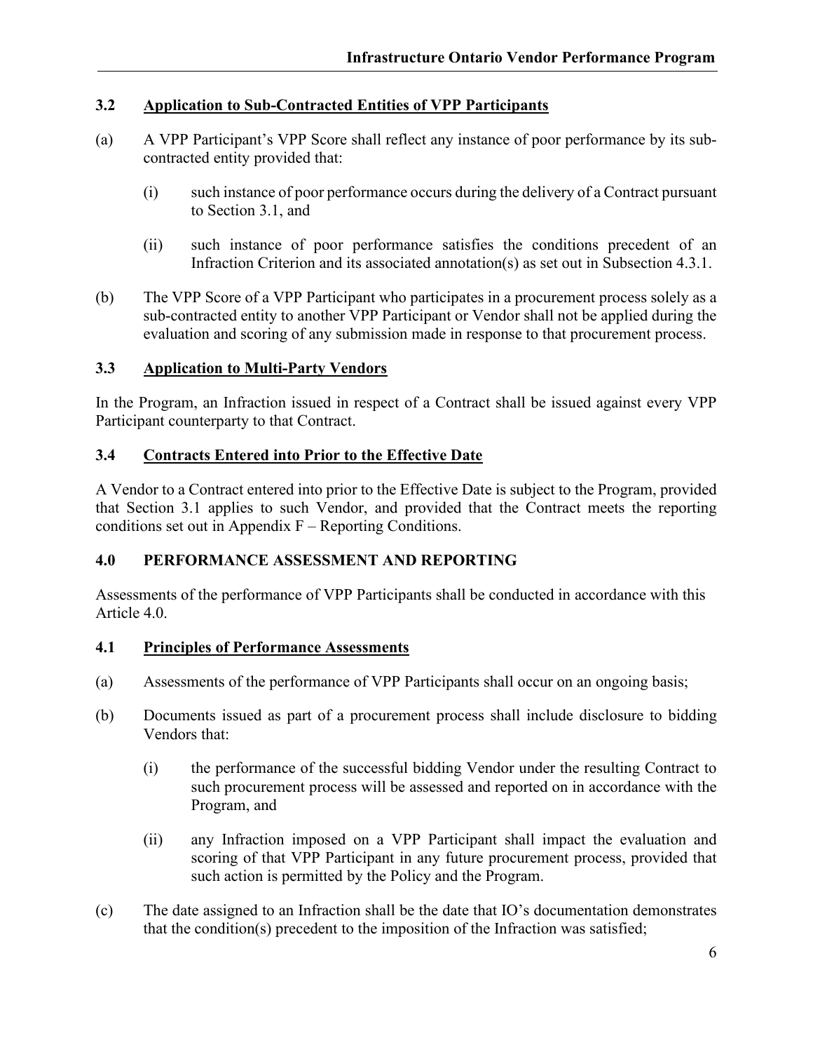### 3.2 Application to Sub-Contracted Entities of VPP Participants

(a) A VPP Participant's VPP Score shall reflect any instance of poor performance by its sub-contracted entity provided that:

(i) such instance of poor performance occurs during the delivery of a Contract pursuant to Section 3.1, and

(ii) such instance of poor performance satisfies the conditions precedent of an Infraction Criterion and its associated annotation(s) as set out in Subsection 4.3.1.

(b) The VPP Score of a VPP Participant who participates in a procurement process solely as a sub-contracted entity to another VPP Participant or Vendor shall not be applied during the evaluation and scoring of any submission made in response to that procurement process.

### 3.3 Application to Multi-Party Vendors

In the Program, an Infraction issued in respect of a Contract shall be issued against every VPP Participant counterparty to that Contract.

### 3.4 Contracts Entered into Prior to the Effective Date

A Vendor to a Contract entered into prior to the Effective Date is subject to the Program, provided that Section 3.1 applies to such Vendor, and provided that the Contract meets the reporting conditions set out in Appendix F – Reporting Conditions.

## 4.0 PERFORMANCE ASSESSMENT AND REPORTING

Assessments of the performance of VPP Participants shall be conducted in accordance with this Article 4.0.

### 4.1 Principles of Performance Assessments

(a) Assessments of the performance of VPP Participants shall occur on an ongoing basis;

(b) Documents issued as part of a procurement process shall include disclosure to bidding Vendors that:

(i) the performance of the successful bidding Vendor under the resulting Contract to such procurement process will be assessed and reported on in accordance with the Program, and

(ii) any Infraction imposed on a VPP Participant shall impact the evaluation and scoring of that VPP Participant in any future procurement process, provided that such action is permitted by the Policy and the Program.

(c) The date assigned to an Infraction shall be the date that IO's documentation demonstrates that the condition(s) precedent to the imposition of the Infraction was satisfied;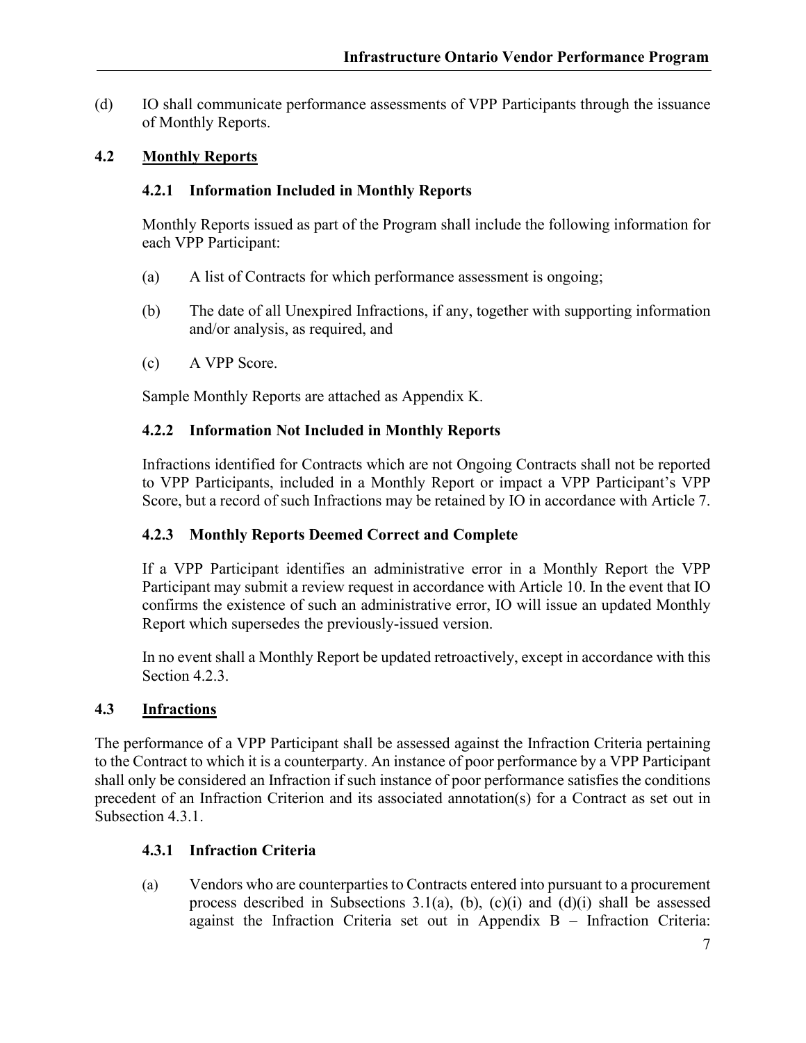(d) IO shall communicate performance assessments of VPP Participants through the issuance of Monthly Reports.

## 4.2 Monthly Reports

### 4.2.1 Information Included in Monthly Reports

Monthly Reports issued as part of the Program shall include the following information for each VPP Participant:

(a) A list of Contracts for which performance assessment is ongoing;

(b) The date of all Unexpired Infractions, if any, together with supporting information and/or analysis, as required, and

(c) A VPP Score.

Sample Monthly Reports are attached as Appendix K.

### 4.2.2 Information Not Included in Monthly Reports

Infractions identified for Contracts which are not Ongoing Contracts shall not be reported to VPP Participants, included in a Monthly Report or impact a VPP Participant's VPP Score, but a record of such Infractions may be retained by IO in accordance with Article 7.

### 4.2.3 Monthly Reports Deemed Correct and Complete

If a VPP Participant identifies an administrative error in a Monthly Report the VPP Participant may submit a review request in accordance with Article 10. In the event that IO confirms the existence of such an administrative error, IO will issue an updated Monthly Report which supersedes the previously-issued version.

In no event shall a Monthly Report be updated retroactively, except in accordance with this Section 4.2.3.

## 4.3 Infractions

The performance of a VPP Participant shall be assessed against the Infraction Criteria pertaining to the Contract to which it is a counterparty. An instance of poor performance by a VPP Participant shall only be considered an Infraction if such instance of poor performance satisfies the conditions precedent of an Infraction Criterion and its associated annotation(s) for a Contract as set out in Subsection 4.3.1.

### 4.3.1 Infraction Criteria

(a) Vendors who are counterparties to Contracts entered into pursuant to a procurement process described in Subsections 3.1(a), (b), (c)(i) and (d)(i) shall be assessed against the Infraction Criteria set out in Appendix B – Infraction Criteria: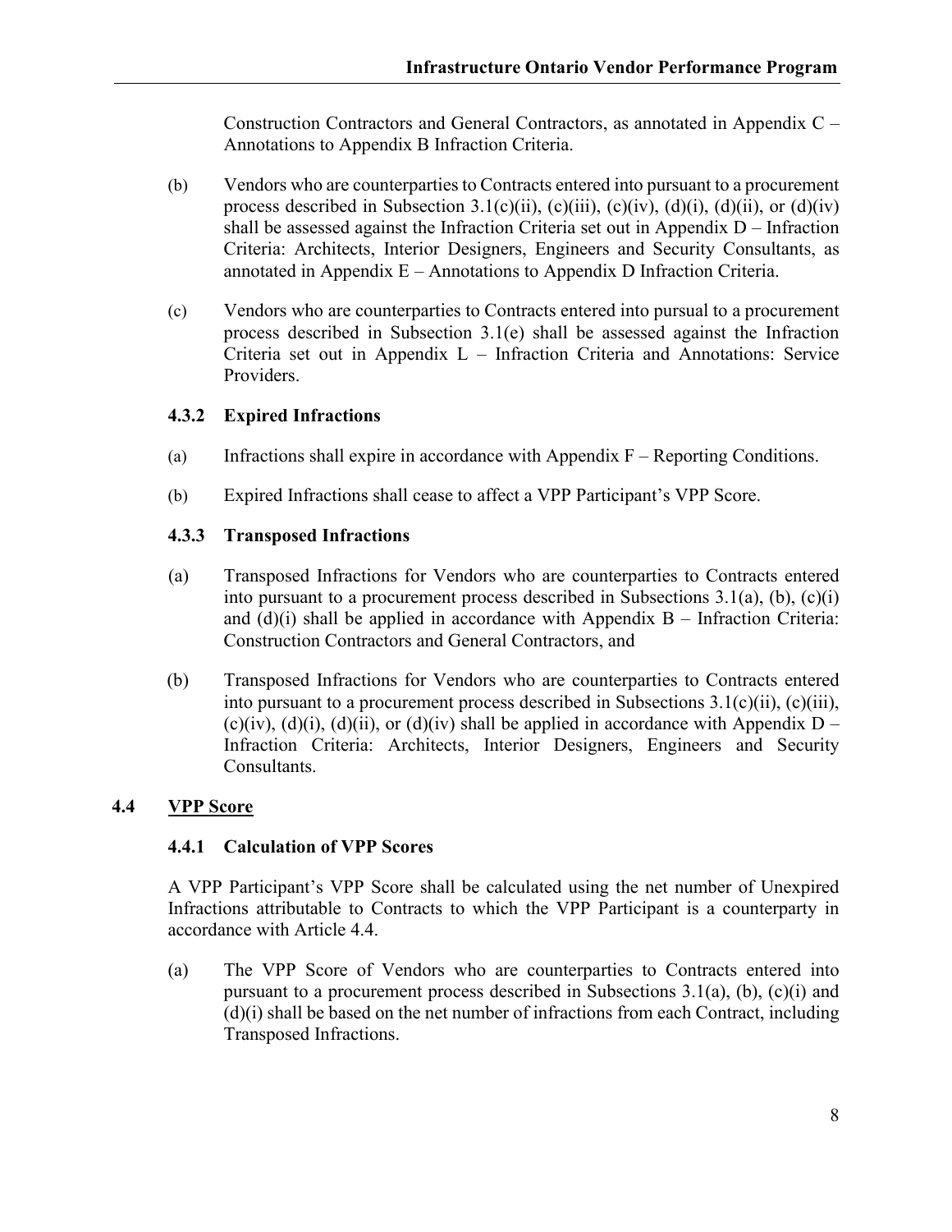Construction Contractors and General Contractors, as annotated in Appendix C – Annotations to Appendix B Infraction Criteria.

(b) Vendors who are counterparties to Contracts entered into pursuant to a procurement process described in Subsection 3.1(c)(ii), (c)(iii), (c)(iv), (d)(i), (d)(ii), or (d)(iv) shall be assessed against the Infraction Criteria set out in Appendix D – Infraction Criteria: Architects, Interior Designers, Engineers and Security Consultants, as annotated in Appendix E – Annotations to Appendix D Infraction Criteria.

(c) Vendors who are counterparties to Contracts entered into pursual to a procurement process described in Subsection 3.1(e) shall be assessed against the Infraction Criteria set out in Appendix L – Infraction Criteria and Annotations: Service Providers.

### 4.3.2 Expired Infractions

(a) Infractions shall expire in accordance with Appendix F – Reporting Conditions.

(b) Expired Infractions shall cease to affect a VPP Participant's VPP Score.

### 4.3.3 Transposed Infractions

(a) Transposed Infractions for Vendors who are counterparties to Contracts entered into pursuant to a procurement process described in Subsections 3.1(a), (b), (c)(i) and (d)(i) shall be applied in accordance with Appendix B – Infraction Criteria: Construction Contractors and General Contractors, and

(b) Transposed Infractions for Vendors who are counterparties to Contracts entered into pursuant to a procurement process described in Subsections 3.1(c)(ii), (c)(iii), (c)(iv), (d)(i), (d)(ii), or (d)(iv) shall be applied in accordance with Appendix D – Infraction Criteria: Architects, Interior Designers, Engineers and Security Consultants.

## 4.4 <u>VPP Score</u>

### 4.4.1 Calculation of VPP Scores

A VPP Participant's VPP Score shall be calculated using the net number of Unexpired Infractions attributable to Contracts to which the VPP Participant is a counterparty in accordance with Article 4.4.

(a) The VPP Score of Vendors who are counterparties to Contracts entered into pursuant to a procurement process described in Subsections 3.1(a), (b), (c)(i) and (d)(i) shall be based on the net number of infractions from each Contract, including Transposed Infractions.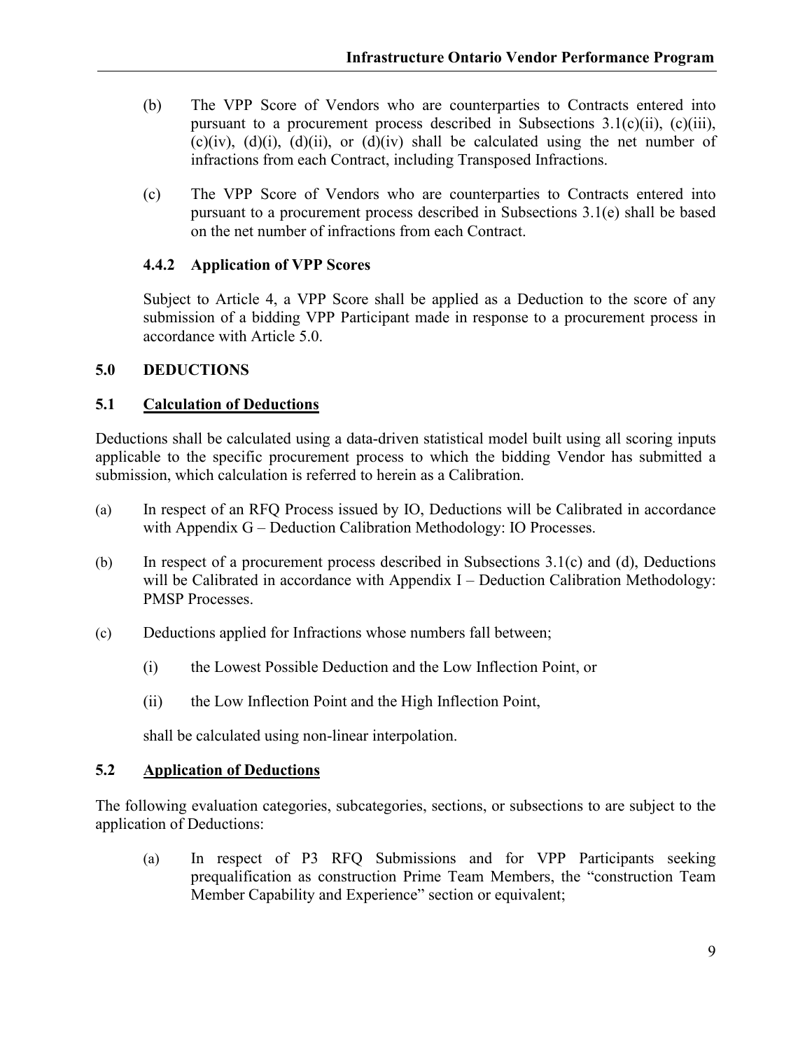(b) The VPP Score of Vendors who are counterparties to Contracts entered into pursuant to a procurement process described in Subsections 3.1(c)(ii), (c)(iii), (c)(iv), (d)(i), (d)(ii), or (d)(iv) shall be calculated using the net number of infractions from each Contract, including Transposed Infractions.

(c) The VPP Score of Vendors who are counterparties to Contracts entered into pursuant to a procurement process described in Subsections 3.1(e) shall be based on the net number of infractions from each Contract.

### 4.4.2 Application of VPP Scores

Subject to Article 4, a VPP Score shall be applied as a Deduction to the score of any submission of a bidding VPP Participant made in response to a procurement process in accordance with Article 5.0.

## 5.0 DEDUCTIONS

### 5.1 Calculation of Deductions

Deductions shall be calculated using a data-driven statistical model built using all scoring inputs applicable to the specific procurement process to which the bidding Vendor has submitted a submission, which calculation is referred to herein as a Calibration.

(a) In respect of an RFQ Process issued by IO, Deductions will be Calibrated in accordance with Appendix G – Deduction Calibration Methodology: IO Processes.

(b) In respect of a procurement process described in Subsections 3.1(c) and (d), Deductions will be Calibrated in accordance with Appendix I – Deduction Calibration Methodology: PMSP Processes.

(c) Deductions applied for Infractions whose numbers fall between;

   (i) the Lowest Possible Deduction and the Low Inflection Point, or

   (ii) the Low Inflection Point and the High Inflection Point,

   shall be calculated using non-linear interpolation.

### 5.2 Application of Deductions

The following evaluation categories, subcategories, sections, or subsections to are subject to the application of Deductions:

(a) In respect of P3 RFQ Submissions and for VPP Participants seeking prequalification as construction Prime Team Members, the "construction Team Member Capability and Experience" section or equivalent;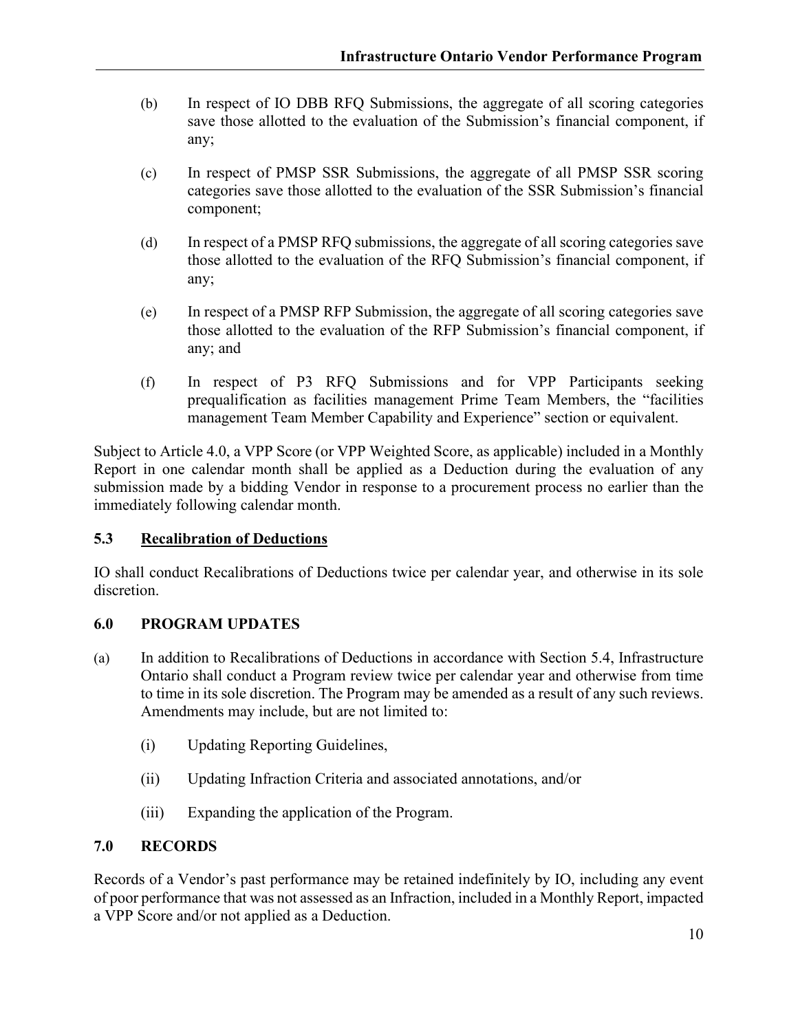(b) In respect of IO DBB RFQ Submissions, the aggregate of all scoring categories save those allotted to the evaluation of the Submission's financial component, if any;

(c) In respect of PMSP SSR Submissions, the aggregate of all PMSP SSR scoring categories save those allotted to the evaluation of the SSR Submission's financial component;

(d) In respect of a PMSP RFQ submissions, the aggregate of all scoring categories save those allotted to the evaluation of the RFQ Submission's financial component, if any;

(e) In respect of a PMSP RFP Submission, the aggregate of all scoring categories save those allotted to the evaluation of the RFP Submission's financial component, if any; and

(f) In respect of P3 RFQ Submissions and for VPP Participants seeking prequalification as facilities management Prime Team Members, the "facilities management Team Member Capability and Experience" section or equivalent.

Subject to Article 4.0, a VPP Score (or VPP Weighted Score, as applicable) included in a Monthly Report in one calendar month shall be applied as a Deduction during the evaluation of any submission made by a bidding Vendor in response to a procurement process no earlier than the immediately following calendar month.

### 5.3 Recalibration of Deductions

IO shall conduct Recalibrations of Deductions twice per calendar year, and otherwise in its sole discretion.

## 6.0 PROGRAM UPDATES

(a) In addition to Recalibrations of Deductions in accordance with Section 5.4, Infrastructure Ontario shall conduct a Program review twice per calendar year and otherwise from time to time in its sole discretion. The Program may be amended as a result of any such reviews. Amendments may include, but are not limited to:

  (i) Updating Reporting Guidelines,

  (ii) Updating Infraction Criteria and associated annotations, and/or

  (iii) Expanding the application of the Program.

## 7.0 RECORDS

Records of a Vendor's past performance may be retained indefinitely by IO, including any event of poor performance that was not assessed as an Infraction, included in a Monthly Report, impacted a VPP Score and/or not applied as a Deduction.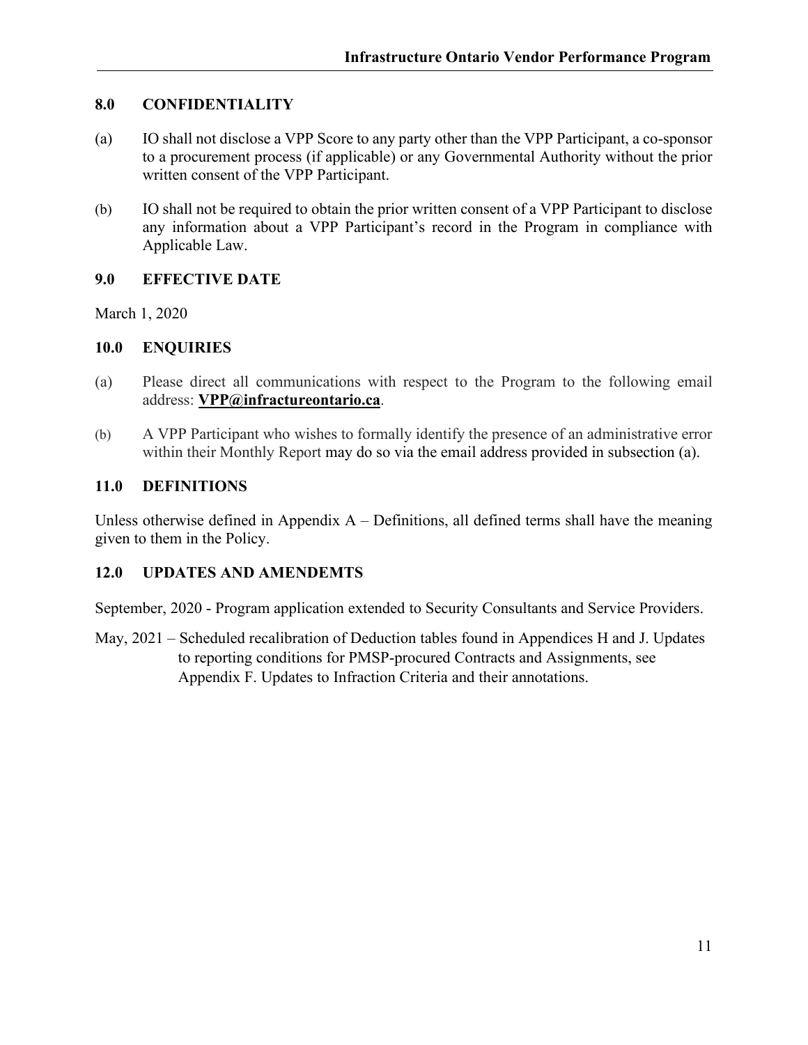## 8.0 CONFIDENTIALITY

(a) IO shall not disclose a VPP Score to any party other than the VPP Participant, a co-sponsor to a procurement process (if applicable) or any Governmental Authority without the prior written consent of the VPP Participant.

(b) IO shall not be required to obtain the prior written consent of a VPP Participant to disclose any information about a VPP Participant's record in the Program in compliance with Applicable Law.

## 9.0 EFFECTIVE DATE

March 1, 2020

## 10.0 ENQUIRIES

(a) Please direct all communications with respect to the Program to the following email address: **VPP@infractureontario.ca**.

(b) A VPP Participant who wishes to formally identify the presence of an administrative error within their Monthly Report may do so via the email address provided in subsection (a).

## 11.0 DEFINITIONS

Unless otherwise defined in Appendix A – Definitions, all defined terms shall have the meaning given to them in the Policy.

## 12.0 UPDATES AND AMENDEMTS

September, 2020 - Program application extended to Security Consultants and Service Providers.

May, 2021 – Scheduled recalibration of Deduction tables found in Appendices H and J. Updates to reporting conditions for PMSP-procured Contracts and Assignments, see Appendix F. Updates to Infraction Criteria and their annotations.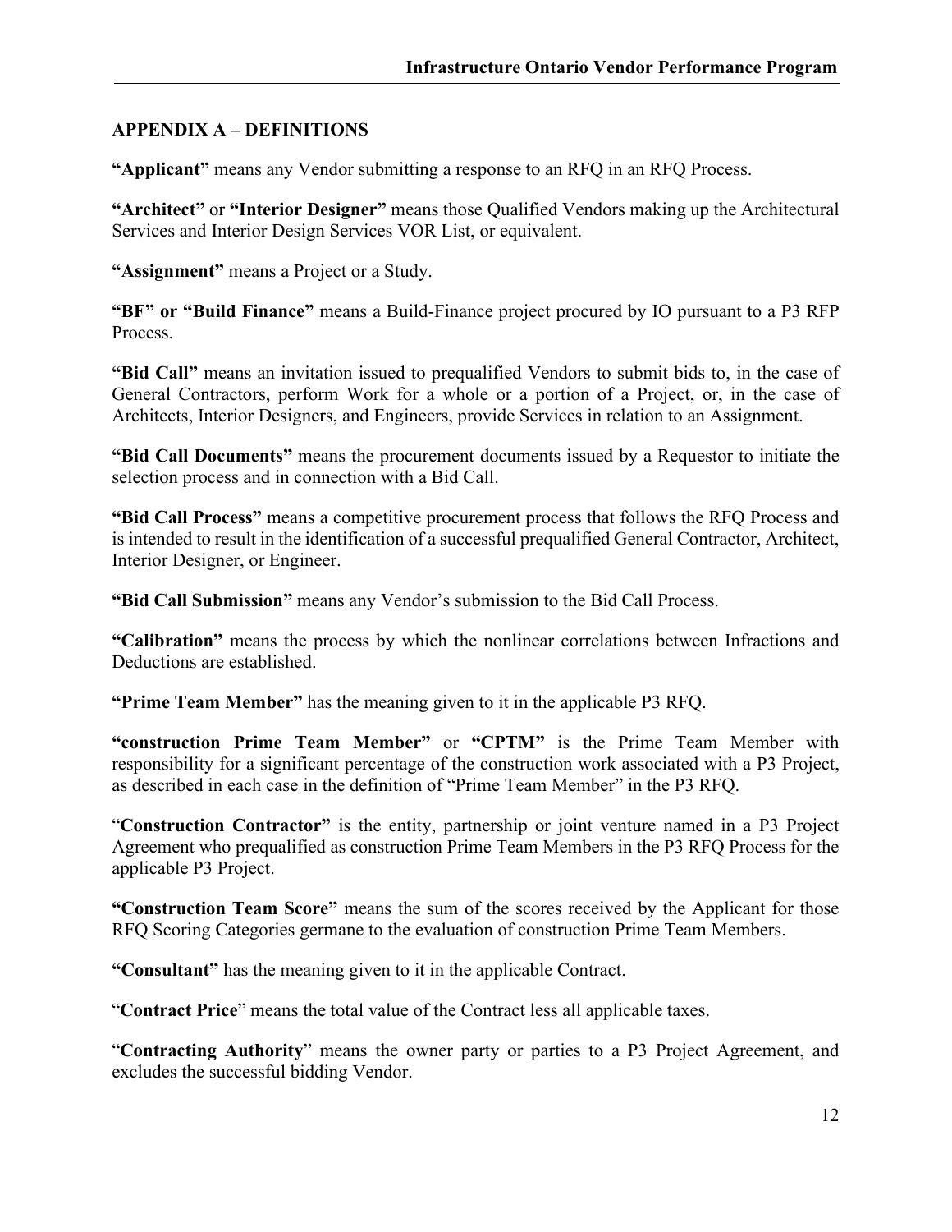## APPENDIX A – DEFINITIONS

**"Applicant"** means any Vendor submitting a response to an RFQ in an RFQ Process.

**"Architect"** or **"Interior Designer"** means those Qualified Vendors making up the Architectural Services and Interior Design Services VOR List, or equivalent.

**"Assignment"** means a Project or a Study.

**"BF" or "Build Finance"** means a Build-Finance project procured by IO pursuant to a P3 RFP Process.

**"Bid Call"** means an invitation issued to prequalified Vendors to submit bids to, in the case of General Contractors, perform Work for a whole or a portion of a Project, or, in the case of Architects, Interior Designers, and Engineers, provide Services in relation to an Assignment.

**"Bid Call Documents"** means the procurement documents issued by a Requestor to initiate the selection process and in connection with a Bid Call.

**"Bid Call Process"** means a competitive procurement process that follows the RFQ Process and is intended to result in the identification of a successful prequalified General Contractor, Architect, Interior Designer, or Engineer.

**"Bid Call Submission"** means any Vendor's submission to the Bid Call Process.

**"Calibration"** means the process by which the nonlinear correlations between Infractions and Deductions are established.

**"Prime Team Member"** has the meaning given to it in the applicable P3 RFQ.

**"construction Prime Team Member"** or **"CPTM"** is the Prime Team Member with responsibility for a significant percentage of the construction work associated with a P3 Project, as described in each case in the definition of "Prime Team Member" in the P3 RFQ.

"**Construction Contractor"** is the entity, partnership or joint venture named in a P3 Project Agreement who prequalified as construction Prime Team Members in the P3 RFQ Process for the applicable P3 Project.

**"Construction Team Score"** means the sum of the scores received by the Applicant for those RFQ Scoring Categories germane to the evaluation of construction Prime Team Members.

**"Consultant"** has the meaning given to it in the applicable Contract.

"**Contract Price**" means the total value of the Contract less all applicable taxes.

"**Contracting Authority**" means the owner party or parties to a P3 Project Agreement, and excludes the successful bidding Vendor.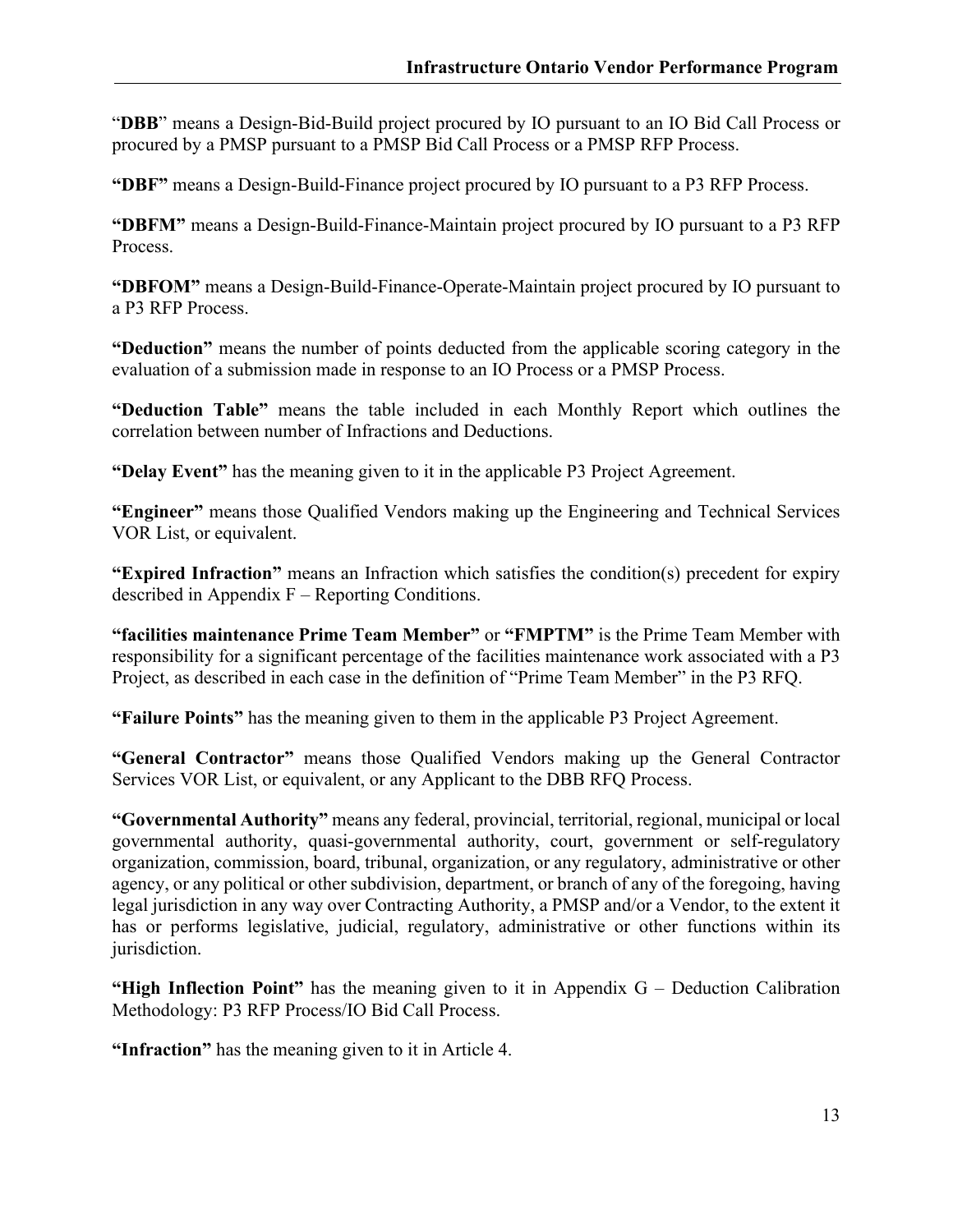"**DBB**" means a Design-Bid-Build project procured by IO pursuant to an IO Bid Call Process or procured by a PMSP pursuant to a PMSP Bid Call Process or a PMSP RFP Process.

**"DBF"** means a Design-Build-Finance project procured by IO pursuant to a P3 RFP Process.

**"DBFM"** means a Design-Build-Finance-Maintain project procured by IO pursuant to a P3 RFP Process.

**"DBFOM"** means a Design-Build-Finance-Operate-Maintain project procured by IO pursuant to a P3 RFP Process.

**"Deduction"** means the number of points deducted from the applicable scoring category in the evaluation of a submission made in response to an IO Process or a PMSP Process.

**"Deduction Table"** means the table included in each Monthly Report which outlines the correlation between number of Infractions and Deductions.

**"Delay Event"** has the meaning given to it in the applicable P3 Project Agreement.

**"Engineer"** means those Qualified Vendors making up the Engineering and Technical Services VOR List, or equivalent.

**"Expired Infraction"** means an Infraction which satisfies the condition(s) precedent for expiry described in Appendix F – Reporting Conditions.

**"facilities maintenance Prime Team Member"** or **"FMPTM"** is the Prime Team Member with responsibility for a significant percentage of the facilities maintenance work associated with a P3 Project, as described in each case in the definition of "Prime Team Member" in the P3 RFQ.

**"Failure Points"** has the meaning given to them in the applicable P3 Project Agreement.

**"General Contractor"** means those Qualified Vendors making up the General Contractor Services VOR List, or equivalent, or any Applicant to the DBB RFQ Process.

**"Governmental Authority"** means any federal, provincial, territorial, regional, municipal or local governmental authority, quasi-governmental authority, court, government or self-regulatory organization, commission, board, tribunal, organization, or any regulatory, administrative or other agency, or any political or other subdivision, department, or branch of any of the foregoing, having legal jurisdiction in any way over Contracting Authority, a PMSP and/or a Vendor, to the extent it has or performs legislative, judicial, regulatory, administrative or other functions within its jurisdiction.

**"High Inflection Point"** has the meaning given to it in Appendix G – Deduction Calibration Methodology: P3 RFP Process/IO Bid Call Process.

**"Infraction"** has the meaning given to it in Article 4.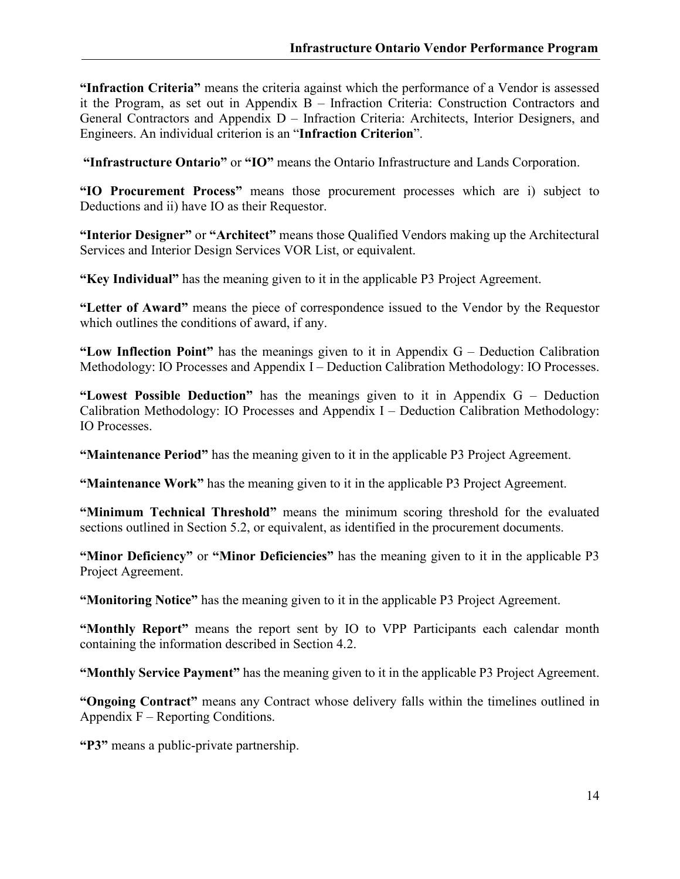**"Infraction Criteria"** means the criteria against which the performance of a Vendor is assessed it the Program, as set out in Appendix B – Infraction Criteria: Construction Contractors and General Contractors and Appendix D – Infraction Criteria: Architects, Interior Designers, and Engineers. An individual criterion is an "**Infraction Criterion**".

**"Infrastructure Ontario"** or **"IO"** means the Ontario Infrastructure and Lands Corporation.

**"IO Procurement Process"** means those procurement processes which are i) subject to Deductions and ii) have IO as their Requestor.

**"Interior Designer"** or **"Architect"** means those Qualified Vendors making up the Architectural Services and Interior Design Services VOR List, or equivalent.

**"Key Individual"** has the meaning given to it in the applicable P3 Project Agreement.

**"Letter of Award"** means the piece of correspondence issued to the Vendor by the Requestor which outlines the conditions of award, if any.

**"Low Inflection Point"** has the meanings given to it in Appendix G – Deduction Calibration Methodology: IO Processes and Appendix I – Deduction Calibration Methodology: IO Processes.

**"Lowest Possible Deduction"** has the meanings given to it in Appendix G – Deduction Calibration Methodology: IO Processes and Appendix I – Deduction Calibration Methodology: IO Processes.

**"Maintenance Period"** has the meaning given to it in the applicable P3 Project Agreement.

**"Maintenance Work"** has the meaning given to it in the applicable P3 Project Agreement.

**"Minimum Technical Threshold"** means the minimum scoring threshold for the evaluated sections outlined in Section 5.2, or equivalent, as identified in the procurement documents.

**"Minor Deficiency"** or **"Minor Deficiencies"** has the meaning given to it in the applicable P3 Project Agreement.

**"Monitoring Notice"** has the meaning given to it in the applicable P3 Project Agreement.

**"Monthly Report"** means the report sent by IO to VPP Participants each calendar month containing the information described in Section 4.2.

**"Monthly Service Payment"** has the meaning given to it in the applicable P3 Project Agreement.

**"Ongoing Contract"** means any Contract whose delivery falls within the timelines outlined in Appendix F – Reporting Conditions.

**"P3"** means a public-private partnership.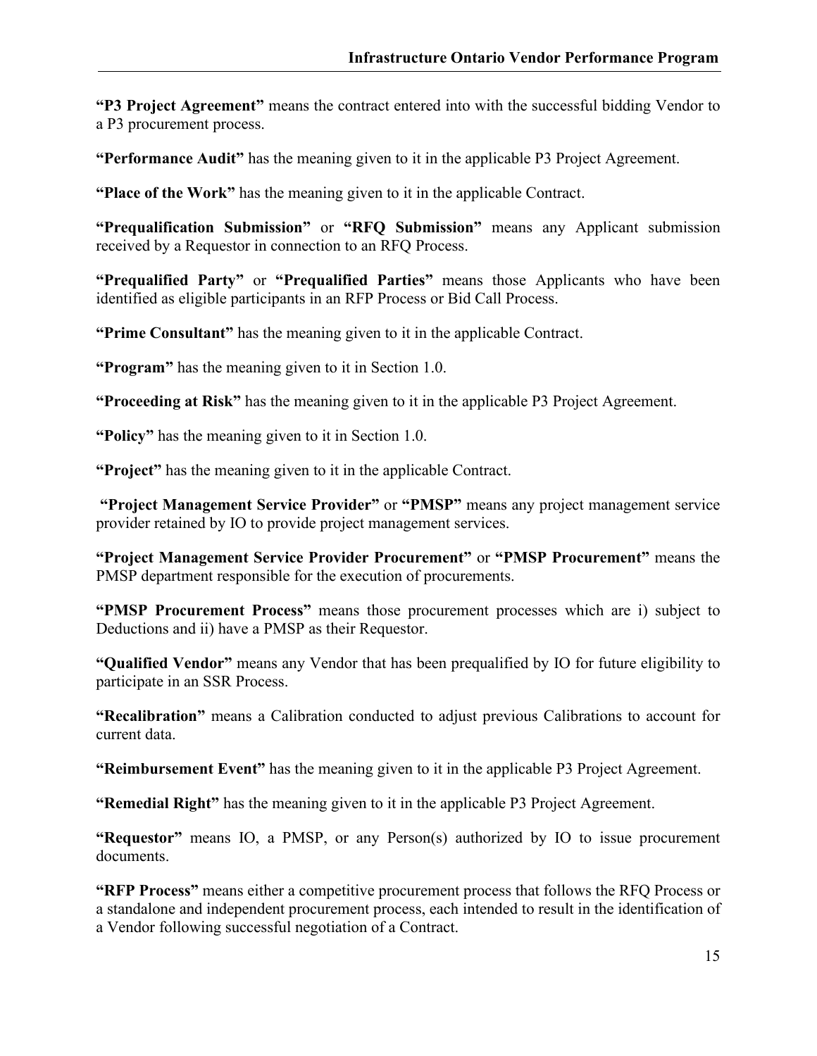**"P3 Project Agreement"** means the contract entered into with the successful bidding Vendor to a P3 procurement process.

**"Performance Audit"** has the meaning given to it in the applicable P3 Project Agreement.

**"Place of the Work"** has the meaning given to it in the applicable Contract.

**"Prequalification Submission"** or **"RFQ Submission"** means any Applicant submission received by a Requestor in connection to an RFQ Process.

**"Prequalified Party"** or **"Prequalified Parties"** means those Applicants who have been identified as eligible participants in an RFP Process or Bid Call Process.

**"Prime Consultant"** has the meaning given to it in the applicable Contract.

**"Program"** has the meaning given to it in Section 1.0.

**"Proceeding at Risk"** has the meaning given to it in the applicable P3 Project Agreement.

**"Policy"** has the meaning given to it in Section 1.0.

**"Project"** has the meaning given to it in the applicable Contract.

**"Project Management Service Provider"** or **"PMSP"** means any project management service provider retained by IO to provide project management services.

**"Project Management Service Provider Procurement"** or **"PMSP Procurement"** means the PMSP department responsible for the execution of procurements.

**"PMSP Procurement Process"** means those procurement processes which are i) subject to Deductions and ii) have a PMSP as their Requestor.

**"Qualified Vendor"** means any Vendor that has been prequalified by IO for future eligibility to participate in an SSR Process.

**"Recalibration"** means a Calibration conducted to adjust previous Calibrations to account for current data.

**"Reimbursement Event"** has the meaning given to it in the applicable P3 Project Agreement.

**"Remedial Right"** has the meaning given to it in the applicable P3 Project Agreement.

**"Requestor"** means IO, a PMSP, or any Person(s) authorized by IO to issue procurement documents.

**"RFP Process"** means either a competitive procurement process that follows the RFQ Process or a standalone and independent procurement process, each intended to result in the identification of a Vendor following successful negotiation of a Contract.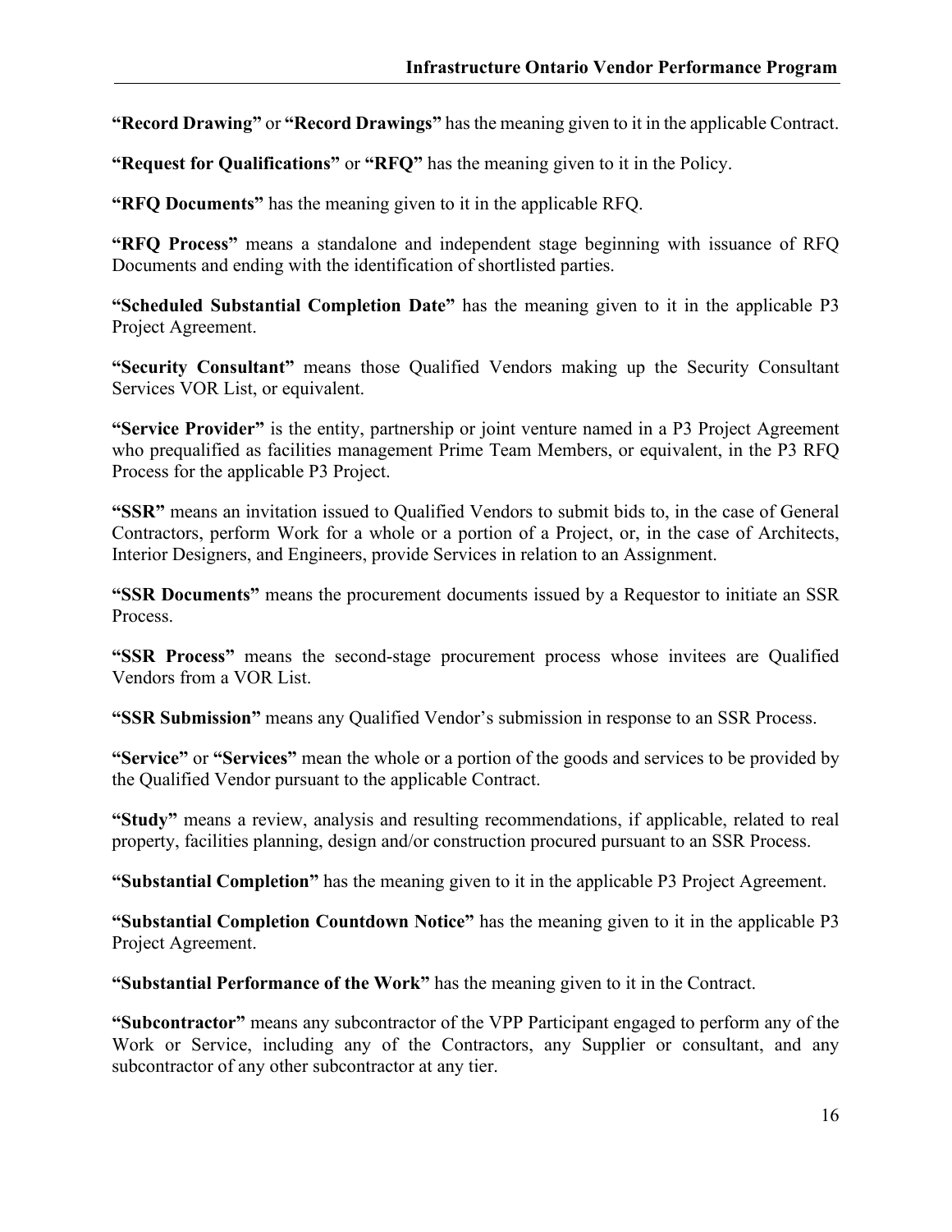**“Record Drawing”** or **“Record Drawings”** has the meaning given to it in the applicable Contract.

**“Request for Qualifications”** or **“RFQ”** has the meaning given to it in the Policy.

**“RFQ Documents”** has the meaning given to it in the applicable RFQ.

**“RFQ Process”** means a standalone and independent stage beginning with issuance of RFQ Documents and ending with the identification of shortlisted parties.

**“Scheduled Substantial Completion Date”** has the meaning given to it in the applicable P3 Project Agreement.

**“Security Consultant”** means those Qualified Vendors making up the Security Consultant Services VOR List, or equivalent.

**“Service Provider”** is the entity, partnership or joint venture named in a P3 Project Agreement who prequalified as facilities management Prime Team Members, or equivalent, in the P3 RFQ Process for the applicable P3 Project.

**“SSR”** means an invitation issued to Qualified Vendors to submit bids to, in the case of General Contractors, perform Work for a whole or a portion of a Project, or, in the case of Architects, Interior Designers, and Engineers, provide Services in relation to an Assignment.

**“SSR Documents”** means the procurement documents issued by a Requestor to initiate an SSR Process.

**“SSR Process”** means the second-stage procurement process whose invitees are Qualified Vendors from a VOR List.

**“SSR Submission”** means any Qualified Vendor’s submission in response to an SSR Process.

**“Service”** or **“Services”** mean the whole or a portion of the goods and services to be provided by the Qualified Vendor pursuant to the applicable Contract.

**“Study”** means a review, analysis and resulting recommendations, if applicable, related to real property, facilities planning, design and/or construction procured pursuant to an SSR Process.

**“Substantial Completion”** has the meaning given to it in the applicable P3 Project Agreement.

**“Substantial Completion Countdown Notice”** has the meaning given to it in the applicable P3 Project Agreement.

**“Substantial Performance of the Work”** has the meaning given to it in the Contract.

**“Subcontractor”** means any subcontractor of the VPP Participant engaged to perform any of the Work or Service, including any of the Contractors, any Supplier or consultant, and any subcontractor of any other subcontractor at any tier.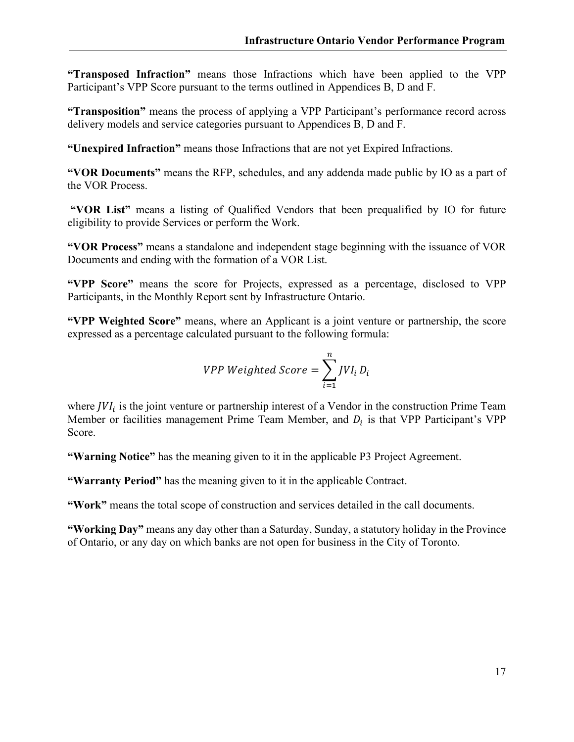**"Transposed Infraction"** means those Infractions which have been applied to the VPP Participant's VPP Score pursuant to the terms outlined in Appendices B, D and F.

**"Transposition"** means the process of applying a VPP Participant's performance record across delivery models and service categories pursuant to Appendices B, D and F.

**"Unexpired Infraction"** means those Infractions that are not yet Expired Infractions.

**"VOR Documents"** means the RFP, schedules, and any addenda made public by IO as a part of the VOR Process.

**"VOR List"** means a listing of Qualified Vendors that been prequalified by IO for future eligibility to provide Services or perform the Work.

**"VOR Process"** means a standalone and independent stage beginning with the issuance of VOR Documents and ending with the formation of a VOR List.

**"VPP Score"** means the score for Projects, expressed as a percentage, disclosed to VPP Participants, in the Monthly Report sent by Infrastructure Ontario.

**"VPP Weighted Score"** means, where an Applicant is a joint venture or partnership, the score expressed as a percentage calculated pursuant to the following formula:

$$VPP\ Weighted\ Score = \sum_{i=1}^{n} JVI_i\, D_i$$

where $JVI_i$ is the joint venture or partnership interest of a Vendor in the construction Prime Team Member or facilities management Prime Team Member, and $D_i$ is that VPP Participant's VPP Score.

**"Warning Notice"** has the meaning given to it in the applicable P3 Project Agreement.

**"Warranty Period"** has the meaning given to it in the applicable Contract.

**"Work"** means the total scope of construction and services detailed in the call documents.

**"Working Day"** means any day other than a Saturday, Sunday, a statutory holiday in the Province of Ontario, or any day on which banks are not open for business in the City of Toronto.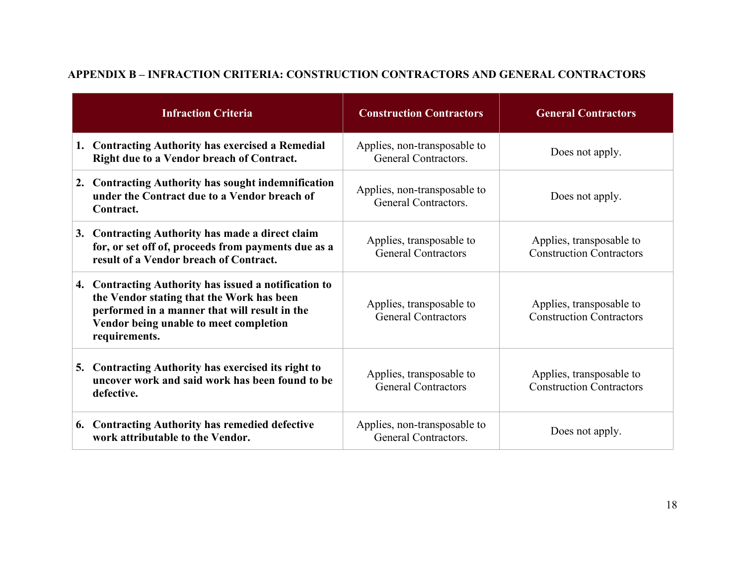## APPENDIX B – INFRACTION CRITERIA: CONSTRUCTION CONTRACTORS AND GENERAL CONTRACTORS

| Infraction Criteria | Construction Contractors | General Contractors |
|---|---|---|
| **1. Contracting Authority has exercised a Remedial Right due to a Vendor breach of Contract.** | Applies, non-transposable to General Contractors. | Does not apply. |
| **2. Contracting Authority has sought indemnification under the Contract due to a Vendor breach of Contract.** | Applies, non-transposable to General Contractors. | Does not apply. |
| **3. Contracting Authority has made a direct claim for, or set off of, proceeds from payments due as a result of a Vendor breach of Contract.** | Applies, transposable to General Contractors | Applies, transposable to Construction Contractors |
| **4. Contracting Authority has issued a notification to the Vendor stating that the Work has been performed in a manner that will result in the Vendor being unable to meet completion requirements.** | Applies, transposable to General Contractors | Applies, transposable to Construction Contractors |
| **5. Contracting Authority has exercised its right to uncover work and said work has been found to be defective.** | Applies, transposable to General Contractors | Applies, transposable to Construction Contractors |
| **6. Contracting Authority has remedied defective work attributable to the Vendor.** | Applies, non-transposable to General Contractors. | Does not apply. |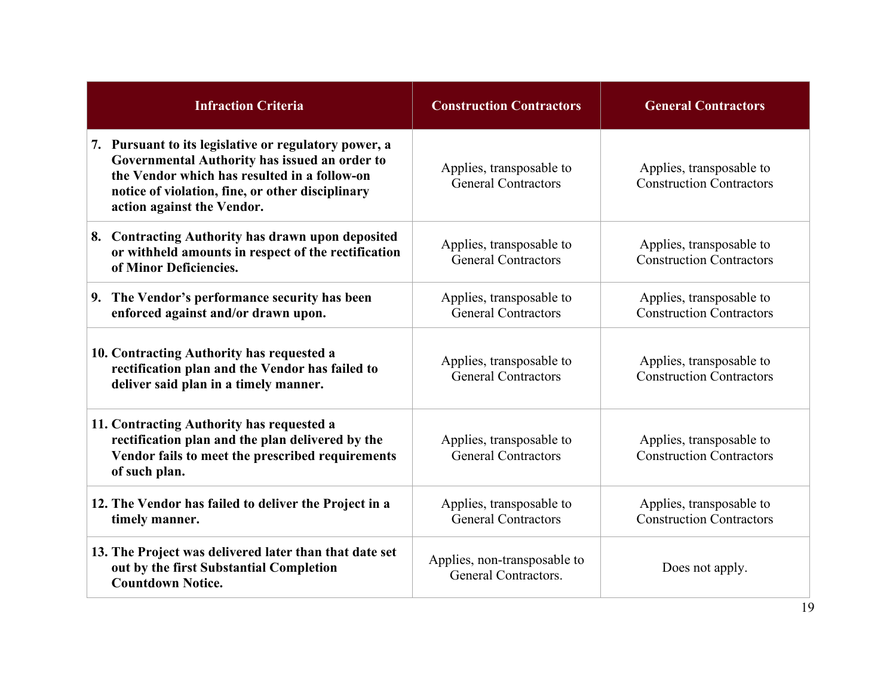| Infraction Criteria | Construction Contractors | General Contractors |
| --- | --- | --- |
| **7. Pursuant to its legislative or regulatory power, a Governmental Authority has issued an order to the Vendor which has resulted in a follow-on notice of violation, fine, or other disciplinary action against the Vendor.** | Applies, transposable to General Contractors | Applies, transposable to Construction Contractors |
| **8. Contracting Authority has drawn upon deposited or withheld amounts in respect of the rectification of Minor Deficiencies.** | Applies, transposable to General Contractors | Applies, transposable to Construction Contractors |
| **9. The Vendor's performance security has been enforced against and/or drawn upon.** | Applies, transposable to General Contractors | Applies, transposable to Construction Contractors |
| **10. Contracting Authority has requested a rectification plan and the Vendor has failed to deliver said plan in a timely manner.** | Applies, transposable to General Contractors | Applies, transposable to Construction Contractors |
| **11. Contracting Authority has requested a rectification plan and the plan delivered by the Vendor fails to meet the prescribed requirements of such plan.** | Applies, transposable to General Contractors | Applies, transposable to Construction Contractors |
| **12. The Vendor has failed to deliver the Project in a timely manner.** | Applies, transposable to General Contractors | Applies, transposable to Construction Contractors |
| **13. The Project was delivered later than that date set out by the first Substantial Completion Countdown Notice.** | Applies, non-transposable to General Contractors. | Does not apply. |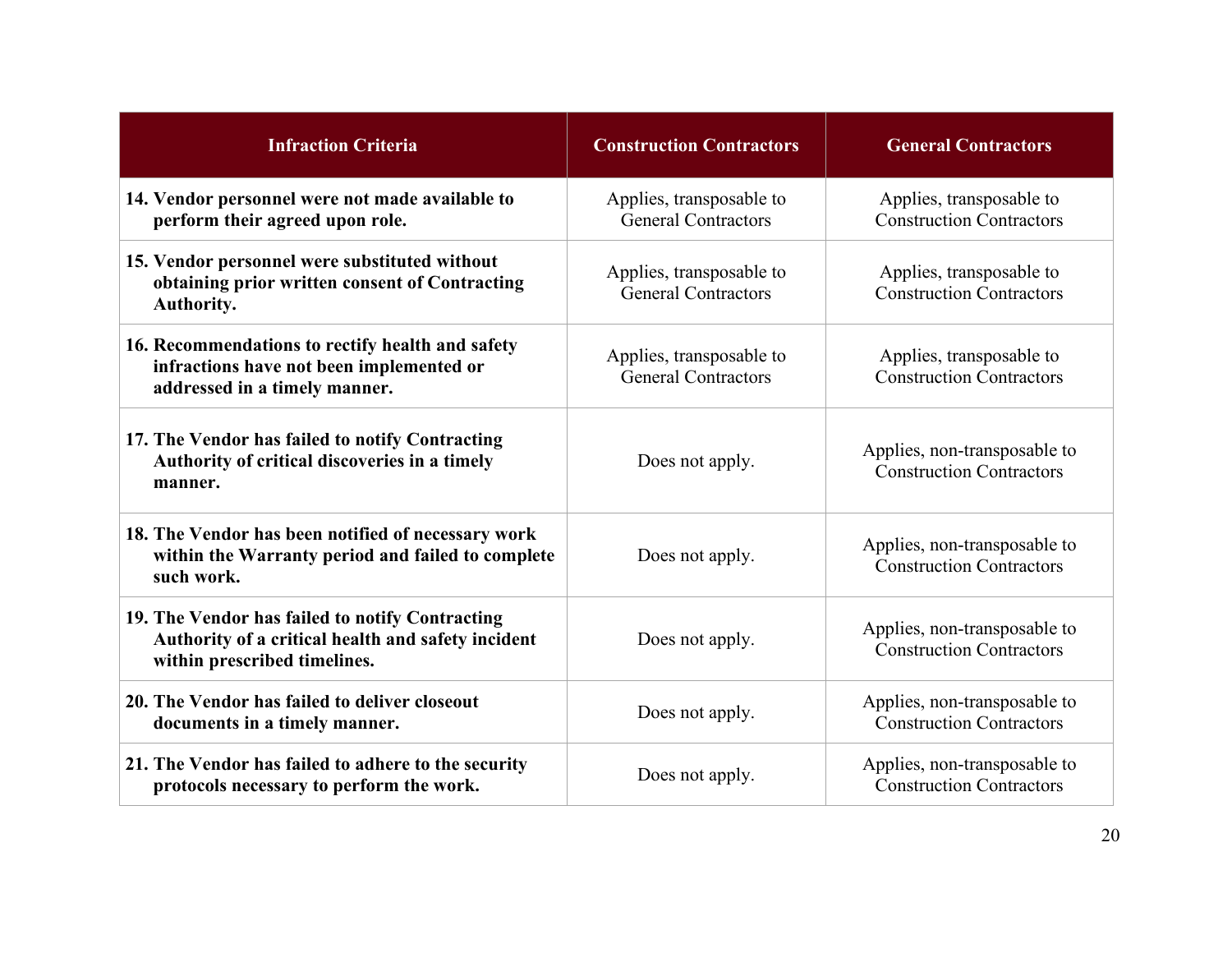| Infraction Criteria | Construction Contractors | General Contractors |
|---|---|---|
| **14. Vendor personnel were not made available to perform their agreed upon role.** | Applies, transposable to General Contractors | Applies, transposable to Construction Contractors |
| **15. Vendor personnel were substituted without obtaining prior written consent of Contracting Authority.** | Applies, transposable to General Contractors | Applies, transposable to Construction Contractors |
| **16. Recommendations to rectify health and safety infractions have not been implemented or addressed in a timely manner.** | Applies, transposable to General Contractors | Applies, transposable to Construction Contractors |
| **17. The Vendor has failed to notify Contracting Authority of critical discoveries in a timely manner.** | Does not apply. | Applies, non-transposable to Construction Contractors |
| **18. The Vendor has been notified of necessary work within the Warranty period and failed to complete such work.** | Does not apply. | Applies, non-transposable to Construction Contractors |
| **19. The Vendor has failed to notify Contracting Authority of a critical health and safety incident within prescribed timelines.** | Does not apply. | Applies, non-transposable to Construction Contractors |
| **20. The Vendor has failed to deliver closeout documents in a timely manner.** | Does not apply. | Applies, non-transposable to Construction Contractors |
| **21. The Vendor has failed to adhere to the security protocols necessary to perform the work.** | Does not apply. | Applies, non-transposable to Construction Contractors |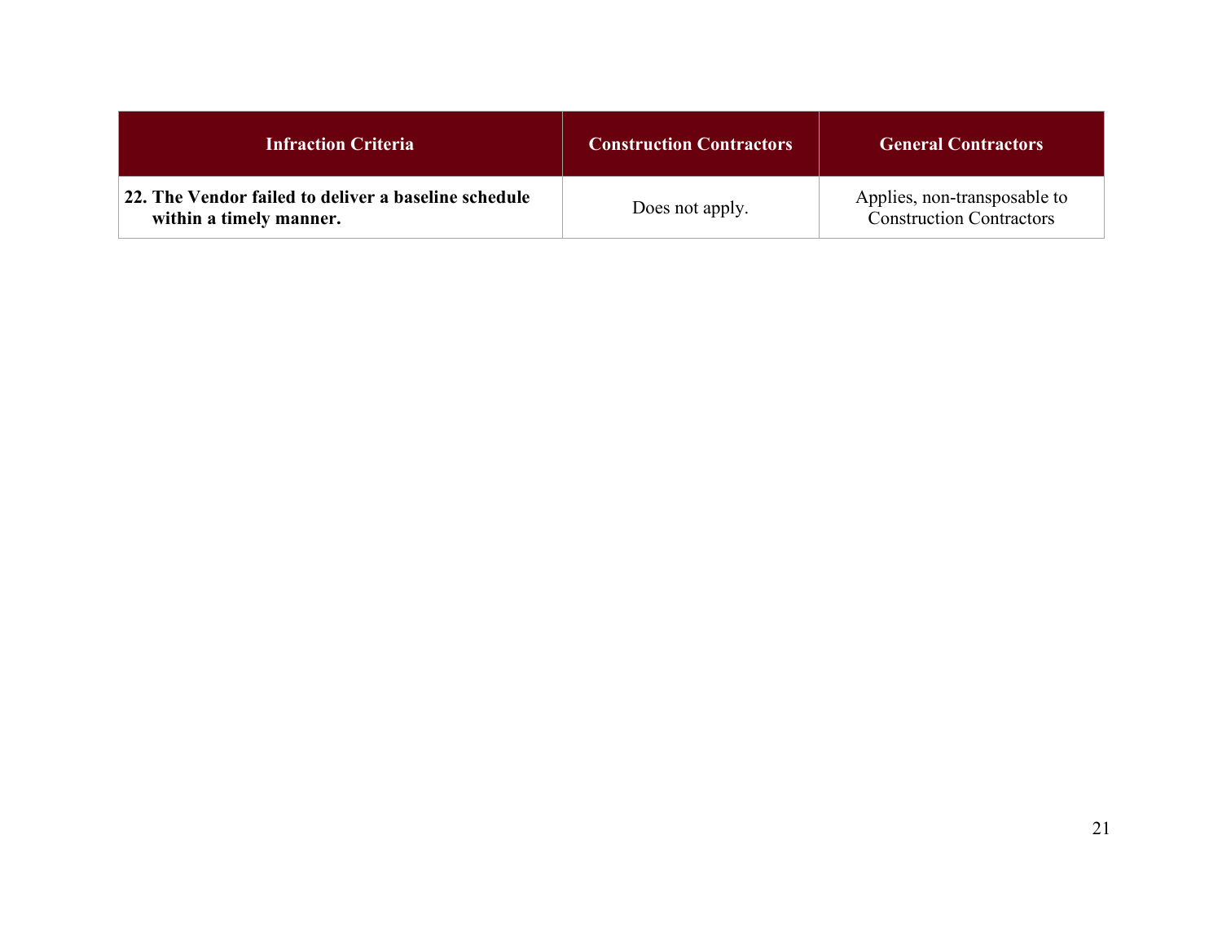| Infraction Criteria | Construction Contractors | General Contractors |
|---|---|---|
| **22. The Vendor failed to deliver a baseline schedule within a timely manner.** | Does not apply. | Applies, non-transposable to Construction Contractors |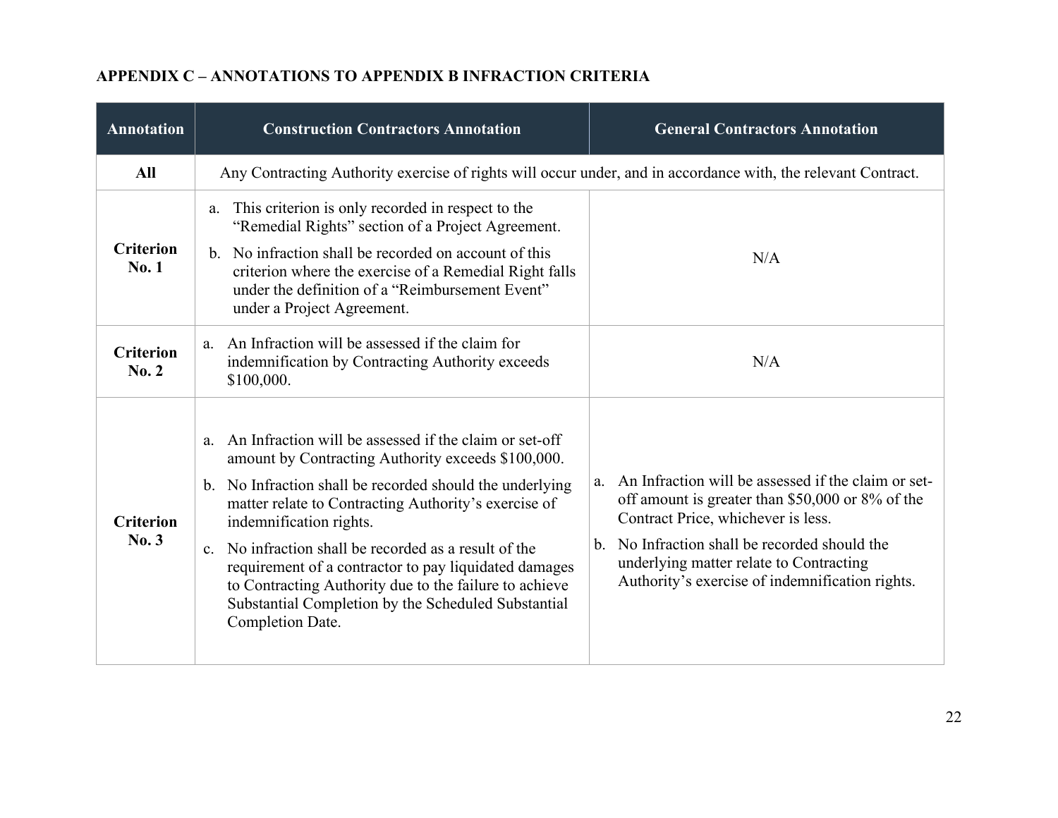**APPENDIX C – ANNOTATIONS TO APPENDIX B INFRACTION CRITERIA**

| Annotation | Construction Contractors Annotation | General Contractors Annotation |
|---|---|---|
| **All** | Any Contracting Authority exercise of rights will occur under, and in accordance with, the relevant Contract. | |
| **Criterion No. 1** | a. This criterion is only recorded in respect to the "Remedial Rights" section of a Project Agreement.<br>b. No infraction shall be recorded on account of this criterion where the exercise of a Remedial Right falls under the definition of a "Reimbursement Event" under a Project Agreement. | N/A |
| **Criterion No. 2** | a. An Infraction will be assessed if the claim for indemnification by Contracting Authority exceeds $100,000. | N/A |
| **Criterion No. 3** | a. An Infraction will be assessed if the claim or set-off amount by Contracting Authority exceeds $100,000.<br>b. No Infraction shall be recorded should the underlying matter relate to Contracting Authority's exercise of indemnification rights.<br>c. No infraction shall be recorded as a result of the requirement of a contractor to pay liquidated damages to Contracting Authority due to the failure to achieve Substantial Completion by the Scheduled Substantial Completion Date. | a. An Infraction will be assessed if the claim or set-off amount is greater than $50,000 or 8% of the Contract Price, whichever is less.<br>b. No Infraction shall be recorded should the underlying matter relate to Contracting Authority's exercise of indemnification rights. |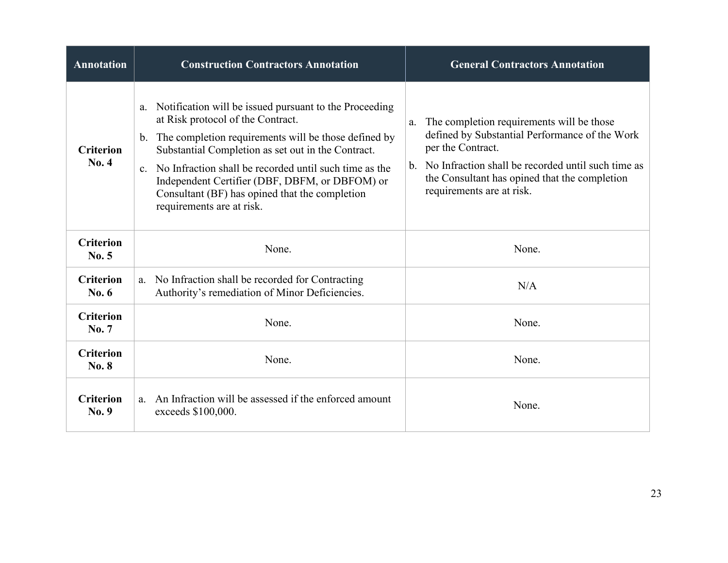| Annotation | Construction Contractors Annotation | General Contractors Annotation |
| --- | --- | --- |
| **Criterion No. 4** | a. Notification will be issued pursuant to the Proceeding at Risk protocol of the Contract.<br>b. The completion requirements will be those defined by Substantial Completion as set out in the Contract.<br>c. No Infraction shall be recorded until such time as the Independent Certifier (DBF, DBFM, or DBFOM) or Consultant (BF) has opined that the completion requirements are at risk. | a. The completion requirements will be those defined by Substantial Performance of the Work per the Contract.<br>b. No Infraction shall be recorded until such time as the Consultant has opined that the completion requirements are at risk. |
| **Criterion No. 5** | None. | None. |
| **Criterion No. 6** | a. No Infraction shall be recorded for Contracting Authority's remediation of Minor Deficiencies. | N/A |
| **Criterion No. 7** | None. | None. |
| **Criterion No. 8** | None. | None. |
| **Criterion No. 9** | a. An Infraction will be assessed if the enforced amount exceeds $100,000. | None. |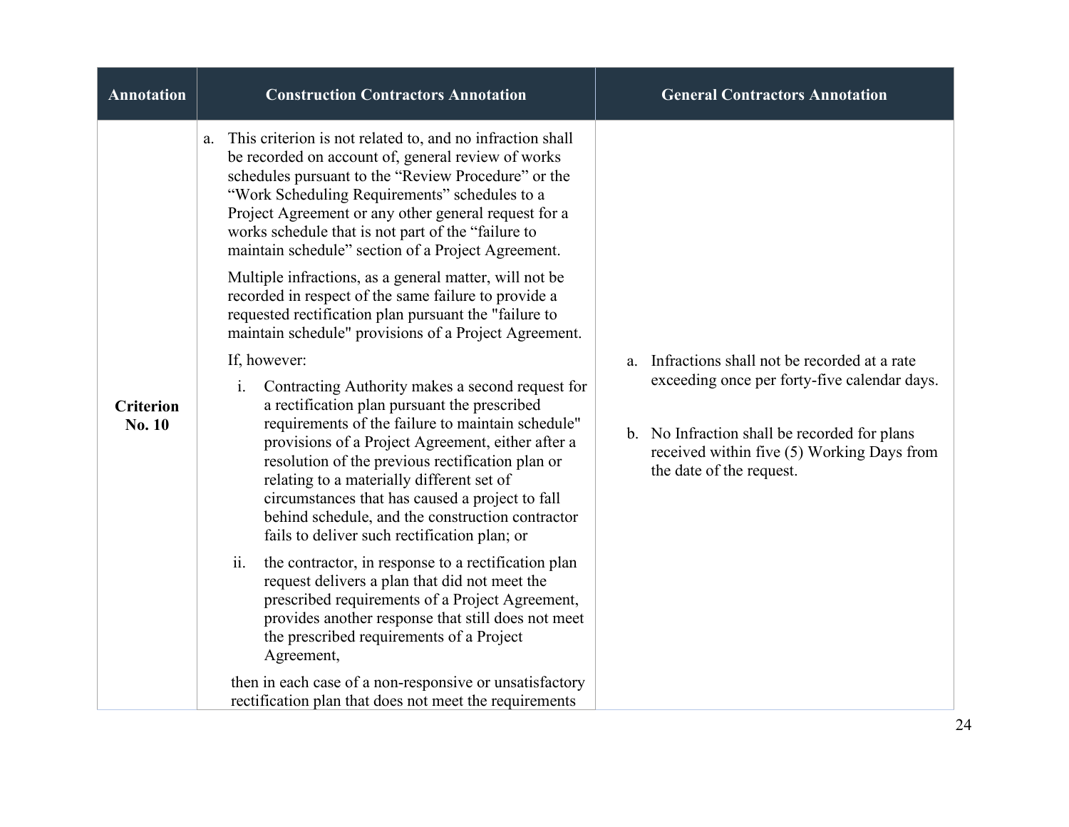| Annotation | Construction Contractors Annotation | General Contractors Annotation |
| --- | --- | --- |
| **Criterion No. 10** | a. This criterion is not related to, and no infraction shall be recorded on account of, general review of works schedules pursuant to the "Review Procedure" or the "Work Scheduling Requirements" schedules to a Project Agreement or any other general request for a works schedule that is not part of the "failure to maintain schedule" section of a Project Agreement.<br><br>Multiple infractions, as a general matter, will not be recorded in respect of the same failure to provide a requested rectification plan pursuant the "failure to maintain schedule" provisions of a Project Agreement.<br><br>If, however:<br><br>i. Contracting Authority makes a second request for a rectification plan pursuant the prescribed requirements of the failure to maintain schedule" provisions of a Project Agreement, either after a resolution of the previous rectification plan or relating to a materially different set of circumstances that has caused a project to fall behind schedule, and the construction contractor fails to deliver such rectification plan; or<br><br>ii. the contractor, in response to a rectification plan request delivers a plan that did not meet the prescribed requirements of a Project Agreement, provides another response that still does not meet the prescribed requirements of a Project Agreement,<br><br>then in each case of a non-responsive or unsatisfactory rectification plan that does not meet the requirements | a. Infractions shall not be recorded at a rate exceeding once per forty-five calendar days.<br><br>b. No Infraction shall be recorded for plans received within five (5) Working Days from the date of the request. |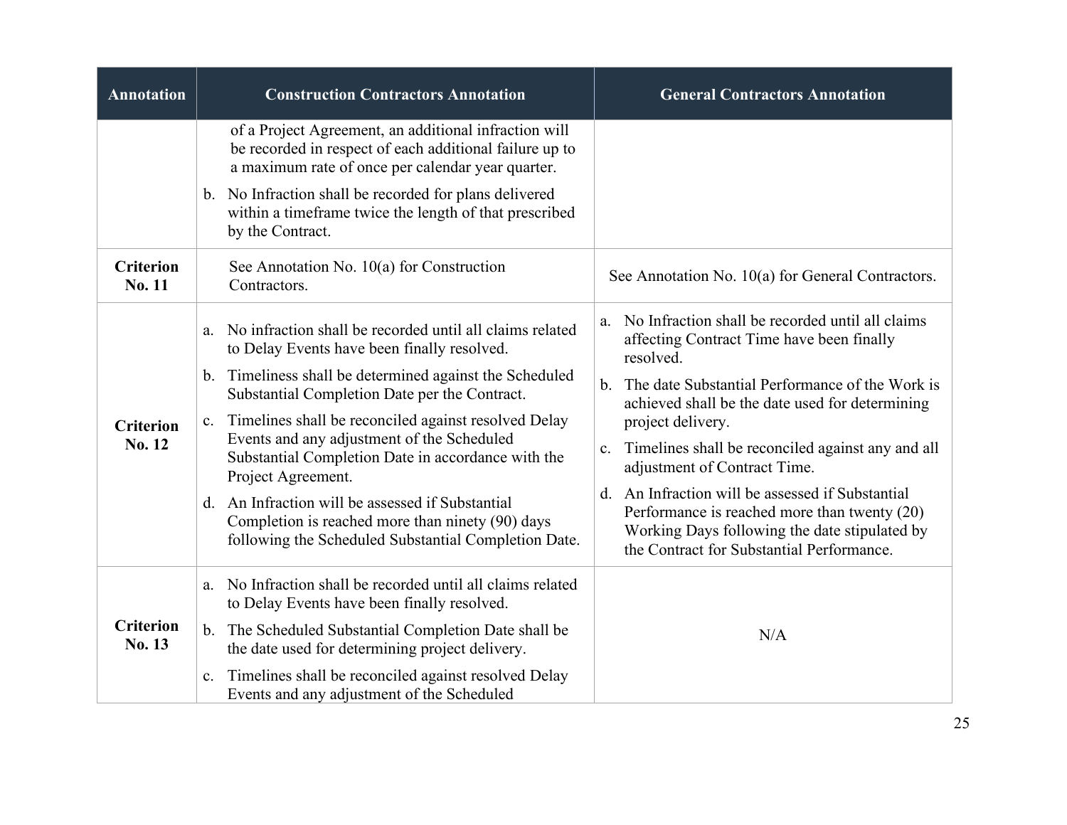| Annotation | Construction Contractors Annotation | General Contractors Annotation |
|---|---|---|
| | of a Project Agreement, an additional infraction will be recorded in respect of each additional failure up to a maximum rate of once per calendar year quarter.<br>b. No Infraction shall be recorded for plans delivered within a timeframe twice the length of that prescribed by the Contract. | |
| **Criterion No. 11** | See Annotation No. 10(a) for Construction Contractors. | See Annotation No. 10(a) for General Contractors. |
| **Criterion No. 12** | a. No infraction shall be recorded until all claims related to Delay Events have been finally resolved.<br>b. Timeliness shall be determined against the Scheduled Substantial Completion Date per the Contract.<br>c. Timelines shall be reconciled against resolved Delay Events and any adjustment of the Scheduled Substantial Completion Date in accordance with the Project Agreement.<br>d. An Infraction will be assessed if Substantial Completion is reached more than ninety (90) days following the Scheduled Substantial Completion Date. | a. No Infraction shall be recorded until all claims affecting Contract Time have been finally resolved.<br>b. The date Substantial Performance of the Work is achieved shall be the date used for determining project delivery.<br>c. Timelines shall be reconciled against any and all adjustment of Contract Time.<br>d. An Infraction will be assessed if Substantial Performance is reached more than twenty (20) Working Days following the date stipulated by the Contract for Substantial Performance. |
| **Criterion No. 13** | a. No Infraction shall be recorded until all claims related to Delay Events have been finally resolved.<br>b. The Scheduled Substantial Completion Date shall be the date used for determining project delivery.<br>c. Timelines shall be reconciled against resolved Delay Events and any adjustment of the Scheduled | N/A |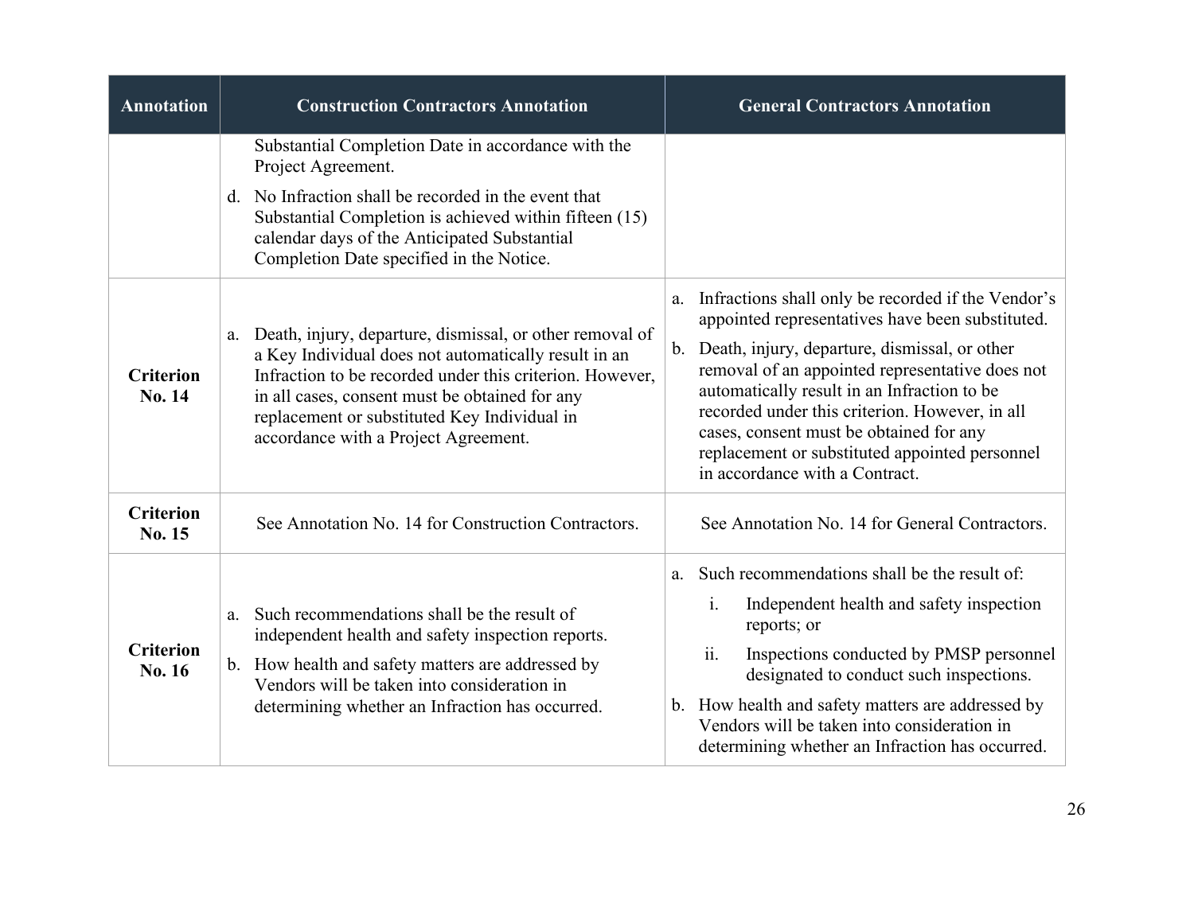| Annotation | Construction Contractors Annotation | General Contractors Annotation |
|---|---|---|
| | Substantial Completion Date in accordance with the Project Agreement.<br>d. No Infraction shall be recorded in the event that Substantial Completion is achieved within fifteen (15) calendar days of the Anticipated Substantial Completion Date specified in the Notice. | |
| **Criterion No. 14** | a. Death, injury, departure, dismissal, or other removal of a Key Individual does not automatically result in an Infraction to be recorded under this criterion. However, in all cases, consent must be obtained for any replacement or substituted Key Individual in accordance with a Project Agreement. | a. Infractions shall only be recorded if the Vendor's appointed representatives have been substituted.<br>b. Death, injury, departure, dismissal, or other removal of an appointed representative does not automatically result in an Infraction to be recorded under this criterion. However, in all cases, consent must be obtained for any replacement or substituted appointed personnel in accordance with a Contract. |
| **Criterion No. 15** | See Annotation No. 14 for Construction Contractors. | See Annotation No. 14 for General Contractors. |
| **Criterion No. 16** | a. Such recommendations shall be the result of independent health and safety inspection reports.<br>b. How health and safety matters are addressed by Vendors will be taken into consideration in determining whether an Infraction has occurred. | a. Such recommendations shall be the result of:<br>i. Independent health and safety inspection reports; or<br>ii. Inspections conducted by PMSP personnel designated to conduct such inspections.<br>b. How health and safety matters are addressed by Vendors will be taken into consideration in determining whether an Infraction has occurred. |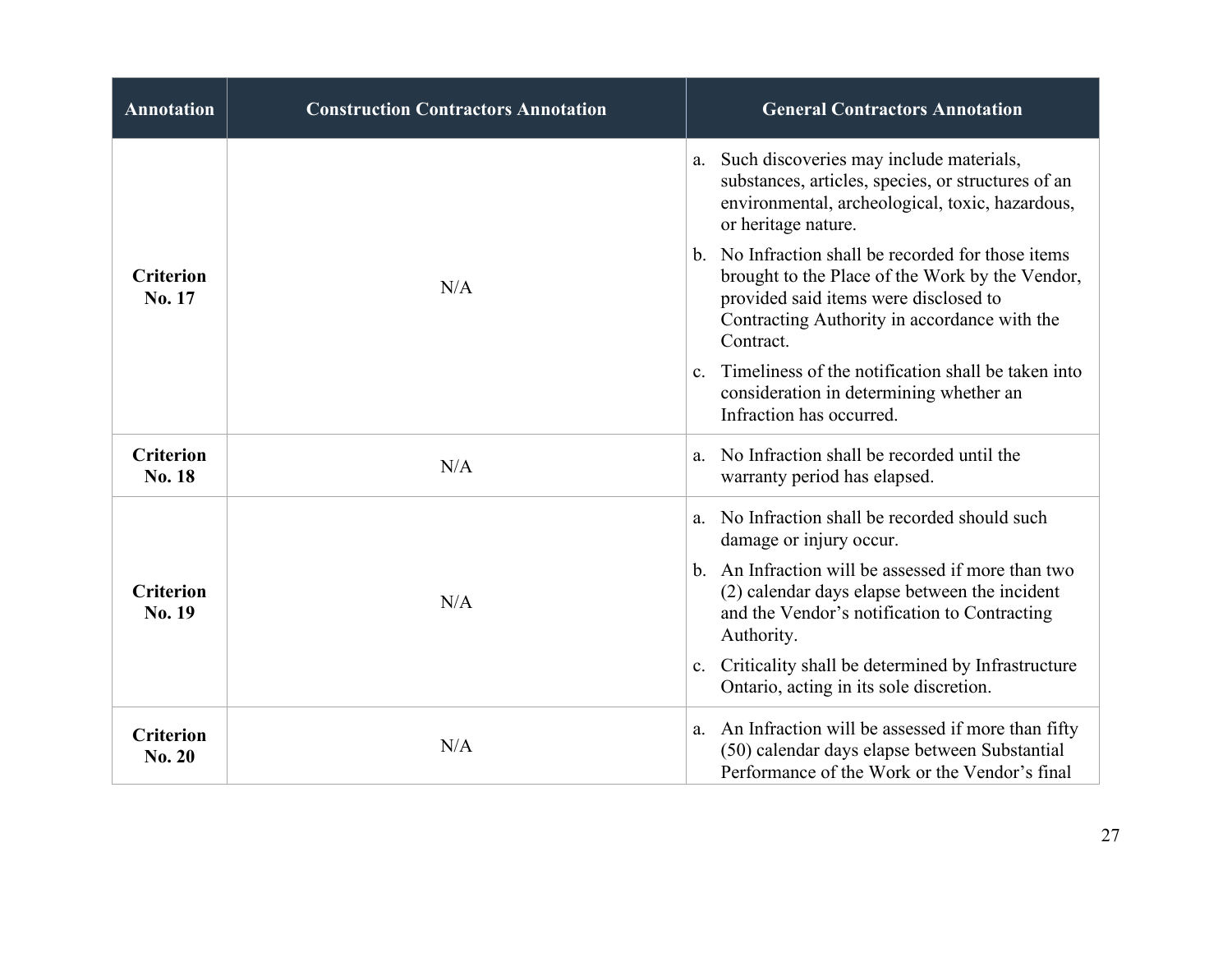| Annotation | Construction Contractors Annotation | General Contractors Annotation |
|---|---|---|
| **Criterion No. 17** | N/A | a. Such discoveries may include materials, substances, articles, species, or structures of an environmental, archeological, toxic, hazardous, or heritage nature.<br>b. No Infraction shall be recorded for those items brought to the Place of the Work by the Vendor, provided said items were disclosed to Contracting Authority in accordance with the Contract.<br>c. Timeliness of the notification shall be taken into consideration in determining whether an Infraction has occurred. |
| **Criterion No. 18** | N/A | a. No Infraction shall be recorded until the warranty period has elapsed. |
| **Criterion No. 19** | N/A | a. No Infraction shall be recorded should such damage or injury occur.<br>b. An Infraction will be assessed if more than two (2) calendar days elapse between the incident and the Vendor's notification to Contracting Authority.<br>c. Criticality shall be determined by Infrastructure Ontario, acting in its sole discretion. |
| **Criterion No. 20** | N/A | a. An Infraction will be assessed if more than fifty (50) calendar days elapse between Substantial Performance of the Work or the Vendor's final |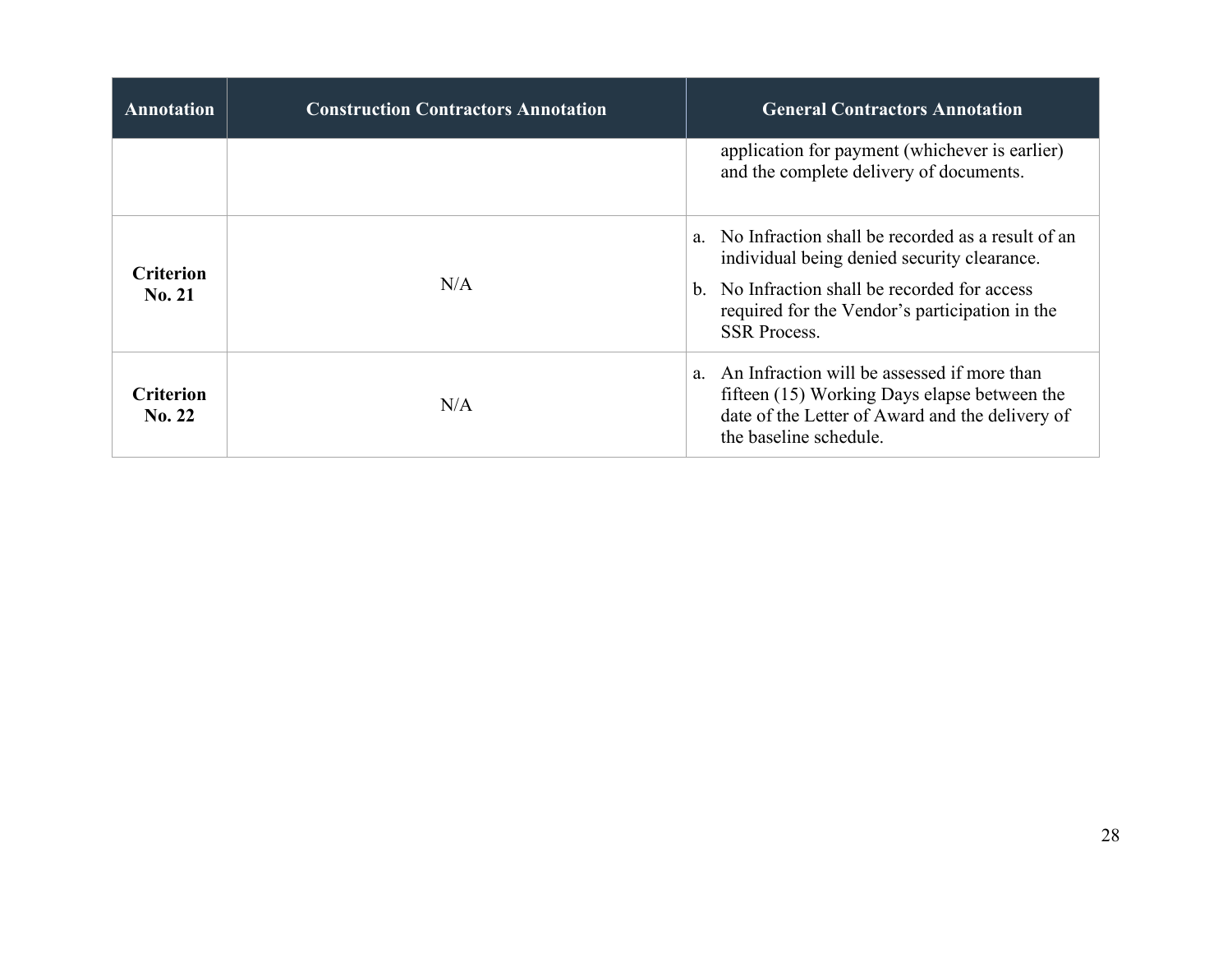| Annotation | Construction Contractors Annotation | General Contractors Annotation |
|---|---|---|
| | | application for payment (whichever is earlier) and the complete delivery of documents. |
| **Criterion No. 21** | N/A | a. No Infraction shall be recorded as a result of an individual being denied security clearance.<br>b. No Infraction shall be recorded for access required for the Vendor's participation in the SSR Process. |
| **Criterion No. 22** | N/A | a. An Infraction will be assessed if more than fifteen (15) Working Days elapse between the date of the Letter of Award and the delivery of the baseline schedule. |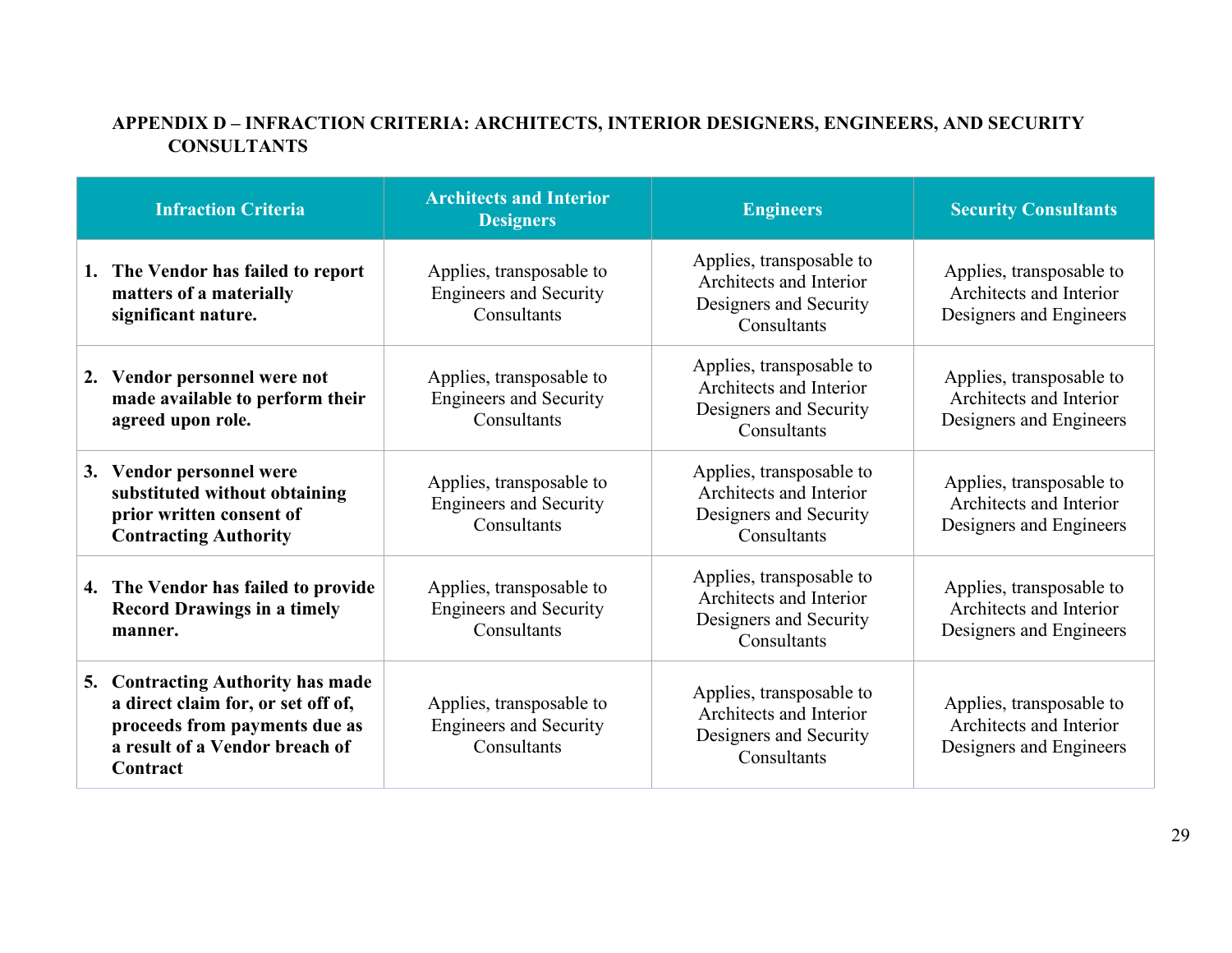**APPENDIX D – INFRACTION CRITERIA: ARCHITECTS, INTERIOR DESIGNERS, ENGINEERS, AND SECURITY CONSULTANTS**

| Infraction Criteria | Architects and Interior Designers | Engineers | Security Consultants |
|---|---|---|---|
| **1. The Vendor has failed to report matters of a materially significant nature.** | Applies, transposable to Engineers and Security Consultants | Applies, transposable to Architects and Interior Designers and Security Consultants | Applies, transposable to Architects and Interior Designers and Engineers |
| **2. Vendor personnel were not made available to perform their agreed upon role.** | Applies, transposable to Engineers and Security Consultants | Applies, transposable to Architects and Interior Designers and Security Consultants | Applies, transposable to Architects and Interior Designers and Engineers |
| **3. Vendor personnel were substituted without obtaining prior written consent of Contracting Authority** | Applies, transposable to Engineers and Security Consultants | Applies, transposable to Architects and Interior Designers and Security Consultants | Applies, transposable to Architects and Interior Designers and Engineers |
| **4. The Vendor has failed to provide Record Drawings in a timely manner.** | Applies, transposable to Engineers and Security Consultants | Applies, transposable to Architects and Interior Designers and Security Consultants | Applies, transposable to Architects and Interior Designers and Engineers |
| **5. Contracting Authority has made a direct claim for, or set off of, proceeds from payments due as a result of a Vendor breach of Contract** | Applies, transposable to Engineers and Security Consultants | Applies, transposable to Architects and Interior Designers and Security Consultants | Applies, transposable to Architects and Interior Designers and Engineers |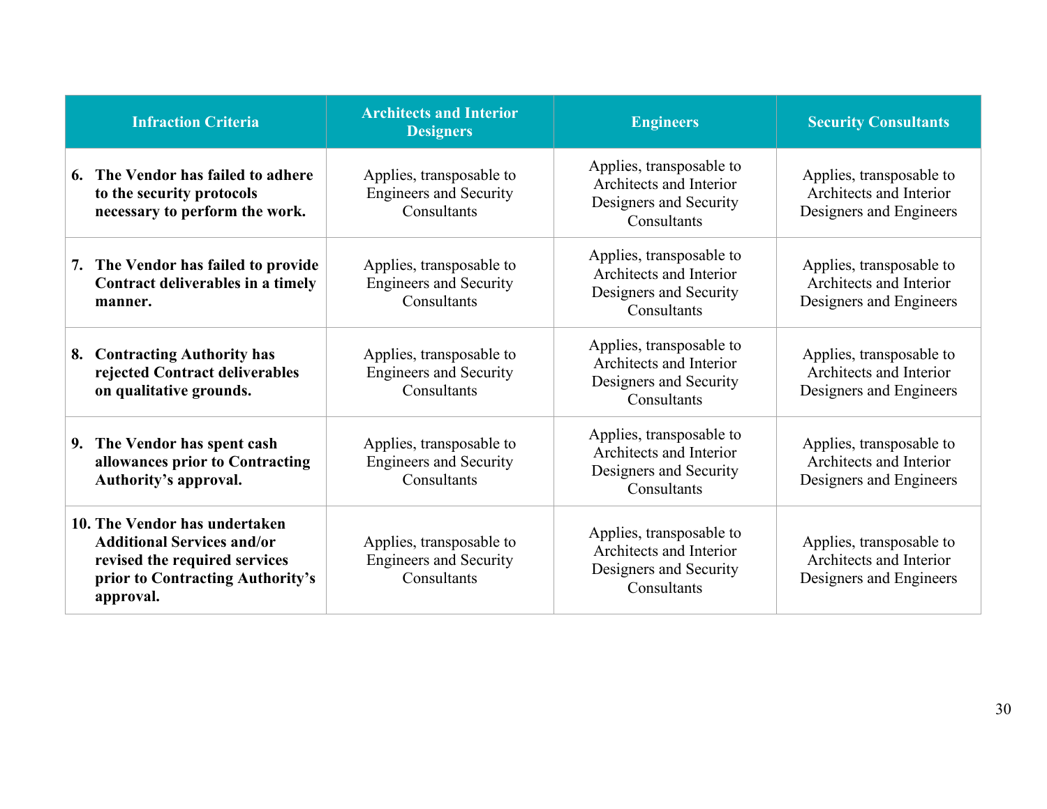| Infraction Criteria | Architects and Interior Designers | Engineers | Security Consultants |
|---|---|---|---|
| **6. The Vendor has failed to adhere to the security protocols necessary to perform the work.** | Applies, transposable to Engineers and Security Consultants | Applies, transposable to Architects and Interior Designers and Security Consultants | Applies, transposable to Architects and Interior Designers and Engineers |
| **7. The Vendor has failed to provide Contract deliverables in a timely manner.** | Applies, transposable to Engineers and Security Consultants | Applies, transposable to Architects and Interior Designers and Security Consultants | Applies, transposable to Architects and Interior Designers and Engineers |
| **8. Contracting Authority has rejected Contract deliverables on qualitative grounds.** | Applies, transposable to Engineers and Security Consultants | Applies, transposable to Architects and Interior Designers and Security Consultants | Applies, transposable to Architects and Interior Designers and Engineers |
| **9. The Vendor has spent cash allowances prior to Contracting Authority's approval.** | Applies, transposable to Engineers and Security Consultants | Applies, transposable to Architects and Interior Designers and Security Consultants | Applies, transposable to Architects and Interior Designers and Engineers |
| **10. The Vendor has undertaken Additional Services and/or revised the required services prior to Contracting Authority's approval.** | Applies, transposable to Engineers and Security Consultants | Applies, transposable to Architects and Interior Designers and Security Consultants | Applies, transposable to Architects and Interior Designers and Engineers |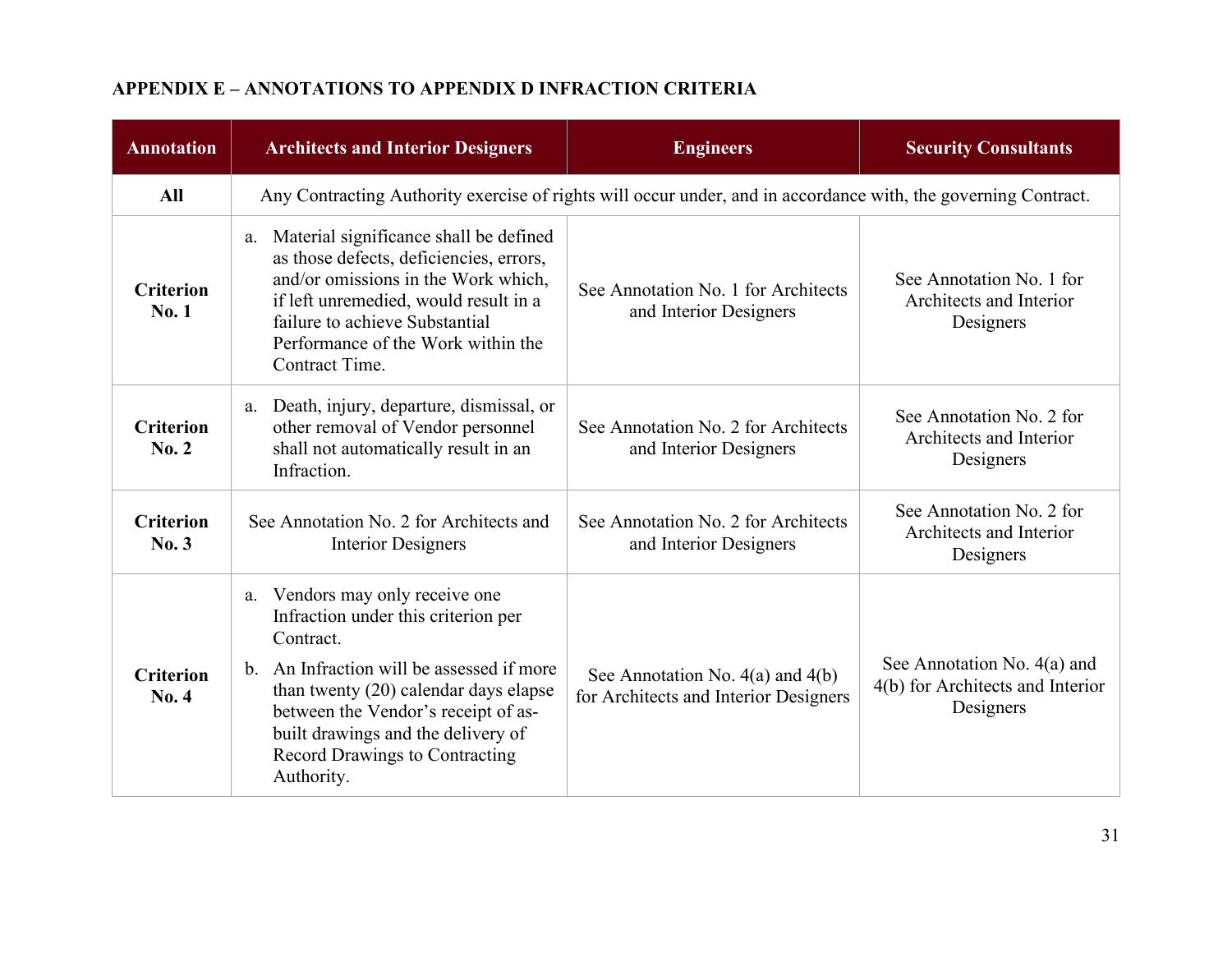**APPENDIX E – ANNOTATIONS TO APPENDIX D INFRACTION CRITERIA**

| Annotation | Architects and Interior Designers | Engineers | Security Consultants |
|---|---|---|---|
| **All** | Any Contracting Authority exercise of rights will occur under, and in accordance with, the governing Contract. | | |
| **Criterion No. 1** | a. Material significance shall be defined as those defects, deficiencies, errors, and/or omissions in the Work which, if left unremedied, would result in a failure to achieve Substantial Performance of the Work within the Contract Time. | See Annotation No. 1 for Architects and Interior Designers | See Annotation No. 1 for Architects and Interior Designers |
| **Criterion No. 2** | a. Death, injury, departure, dismissal, or other removal of Vendor personnel shall not automatically result in an Infraction. | See Annotation No. 2 for Architects and Interior Designers | See Annotation No. 2 for Architects and Interior Designers |
| **Criterion No. 3** | See Annotation No. 2 for Architects and Interior Designers | See Annotation No. 2 for Architects and Interior Designers | See Annotation No. 2 for Architects and Interior Designers |
| **Criterion No. 4** | a. Vendors may only receive one Infraction under this criterion per Contract.<br>b. An Infraction will be assessed if more than twenty (20) calendar days elapse between the Vendor's receipt of as-built drawings and the delivery of Record Drawings to Contracting Authority. | See Annotation No. 4(a) and 4(b) for Architects and Interior Designers | See Annotation No. 4(a) and 4(b) for Architects and Interior Designers |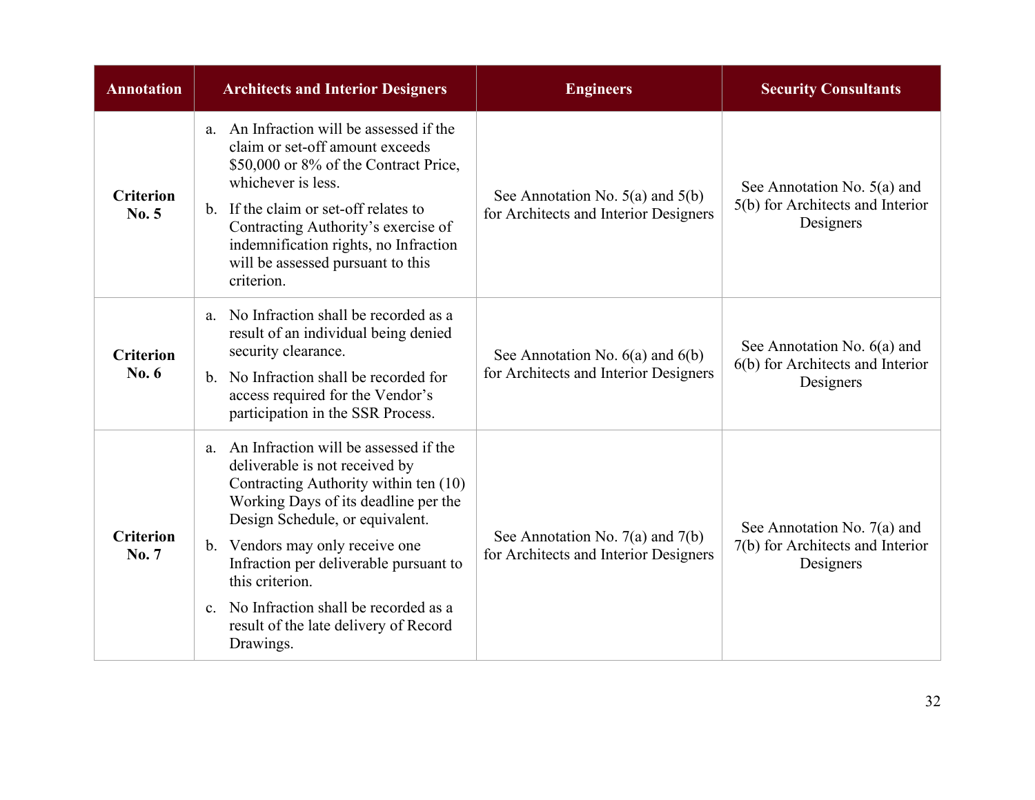| Annotation | Architects and Interior Designers | Engineers | Security Consultants |
|---|---|---|---|
| **Criterion No. 5** | a. An Infraction will be assessed if the claim or set-off amount exceeds $50,000 or 8% of the Contract Price, whichever is less.<br>b. If the claim or set-off relates to Contracting Authority's exercise of indemnification rights, no Infraction will be assessed pursuant to this criterion. | See Annotation No. 5(a) and 5(b) for Architects and Interior Designers | See Annotation No. 5(a) and 5(b) for Architects and Interior Designers |
| **Criterion No. 6** | a. No Infraction shall be recorded as a result of an individual being denied security clearance.<br>b. No Infraction shall be recorded for access required for the Vendor's participation in the SSR Process. | See Annotation No. 6(a) and 6(b) for Architects and Interior Designers | See Annotation No. 6(a) and 6(b) for Architects and Interior Designers |
| **Criterion No. 7** | a. An Infraction will be assessed if the deliverable is not received by Contracting Authority within ten (10) Working Days of its deadline per the Design Schedule, or equivalent.<br>b. Vendors may only receive one Infraction per deliverable pursuant to this criterion.<br>c. No Infraction shall be recorded as a result of the late delivery of Record Drawings. | See Annotation No. 7(a) and 7(b) for Architects and Interior Designers | See Annotation No. 7(a) and 7(b) for Architects and Interior Designers |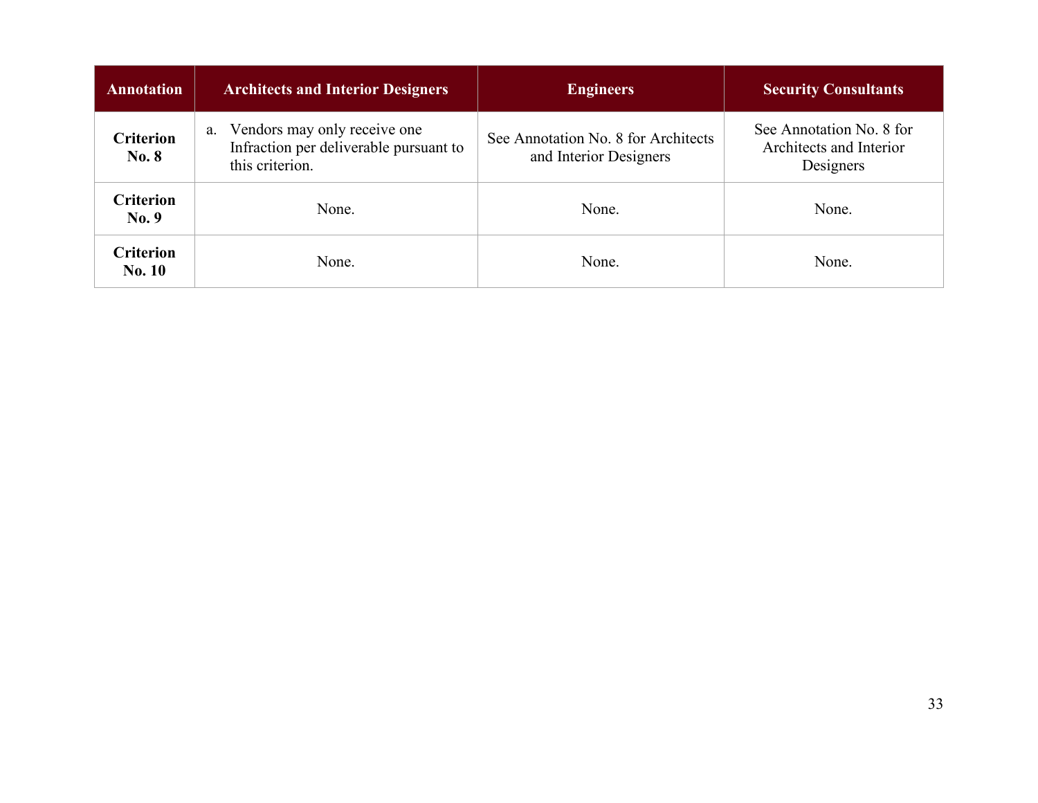| Annotation | Architects and Interior Designers | Engineers | Security Consultants |
|---|---|---|---|
| **Criterion No. 8** | a. Vendors may only receive one Infraction per deliverable pursuant to this criterion. | See Annotation No. 8 for Architects and Interior Designers | See Annotation No. 8 for Architects and Interior Designers |
| **Criterion No. 9** | None. | None. | None. |
| **Criterion No. 10** | None. | None. | None. |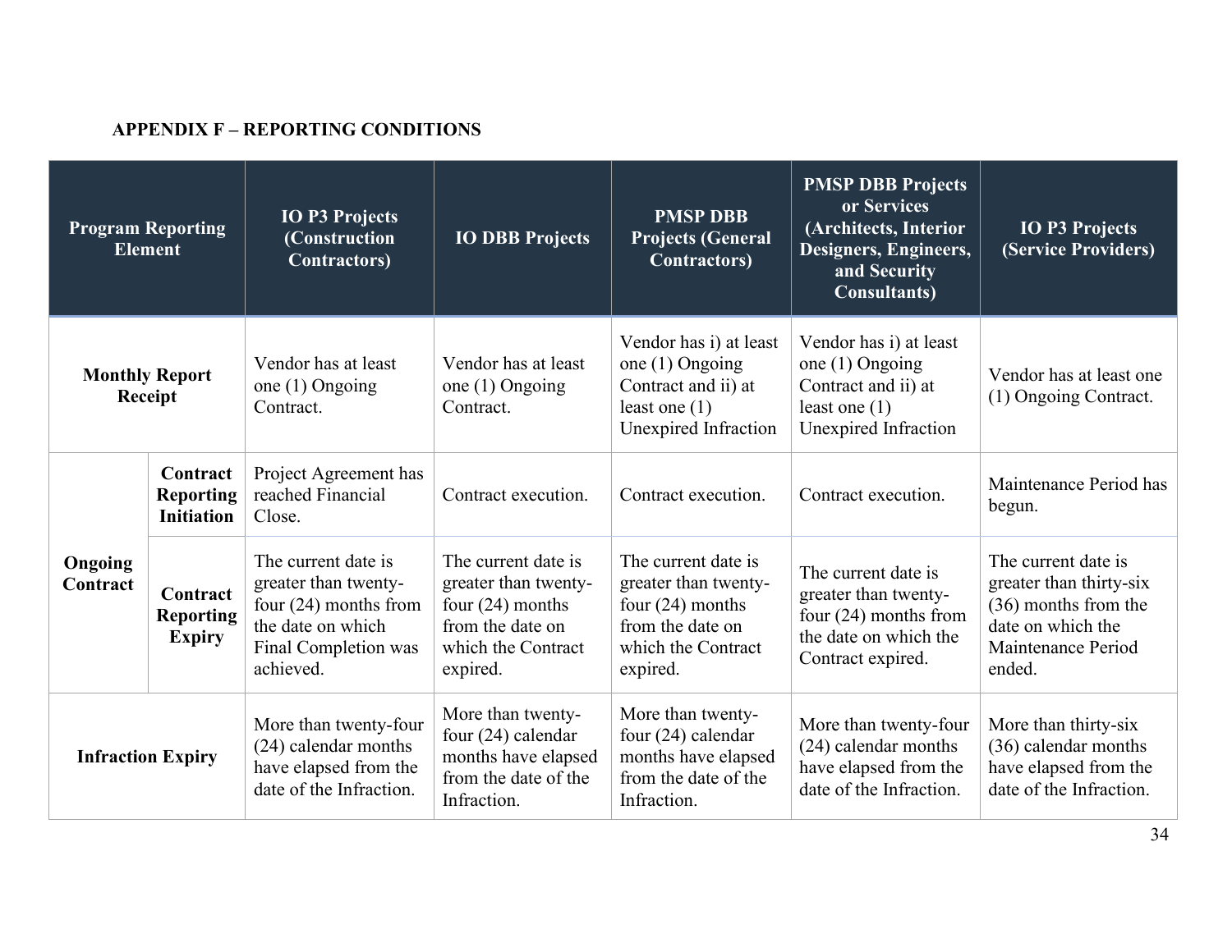**APPENDIX F – REPORTING CONDITIONS**

| Program Reporting Element | | IO P3 Projects (Construction Contractors) | IO DBB Projects | PMSP DBB Projects (General Contractors) | PMSP DBB Projects or Services (Architects, Interior Designers, Engineers, and Security Consultants) | IO P3 Projects (Service Providers) |
|---|---|---|---|---|---|---|
| **Monthly Report Receipt** | | Vendor has at least one (1) Ongoing Contract. | Vendor has at least one (1) Ongoing Contract. | Vendor has i) at least one (1) Ongoing Contract and ii) at least one (1) Unexpired Infraction | Vendor has i) at least one (1) Ongoing Contract and ii) at least one (1) Unexpired Infraction | Vendor has at least one (1) Ongoing Contract. |
| **Ongoing Contract** | **Contract Reporting Initiation** | Project Agreement has reached Financial Close. | Contract execution. | Contract execution. | Contract execution. | Maintenance Period has begun. |
| | **Contract Reporting Expiry** | The current date is greater than twenty-four (24) months from the date on which Final Completion was achieved. | The current date is greater than twenty-four (24) months from the date on which the Contract expired. | The current date is greater than twenty-four (24) months from the date on which the Contract expired. | The current date is greater than twenty-four (24) months from the date on which the Contract expired. | The current date is greater than thirty-six (36) months from the date on which the Maintenance Period ended. |
| **Infraction Expiry** | | More than twenty-four (24) calendar months have elapsed from the date of the Infraction. | More than twenty-four (24) calendar months have elapsed from the date of the Infraction. | More than twenty-four (24) calendar months have elapsed from the date of the Infraction. | More than twenty-four (24) calendar months have elapsed from the date of the Infraction. | More than thirty-six (36) calendar months have elapsed from the date of the Infraction. |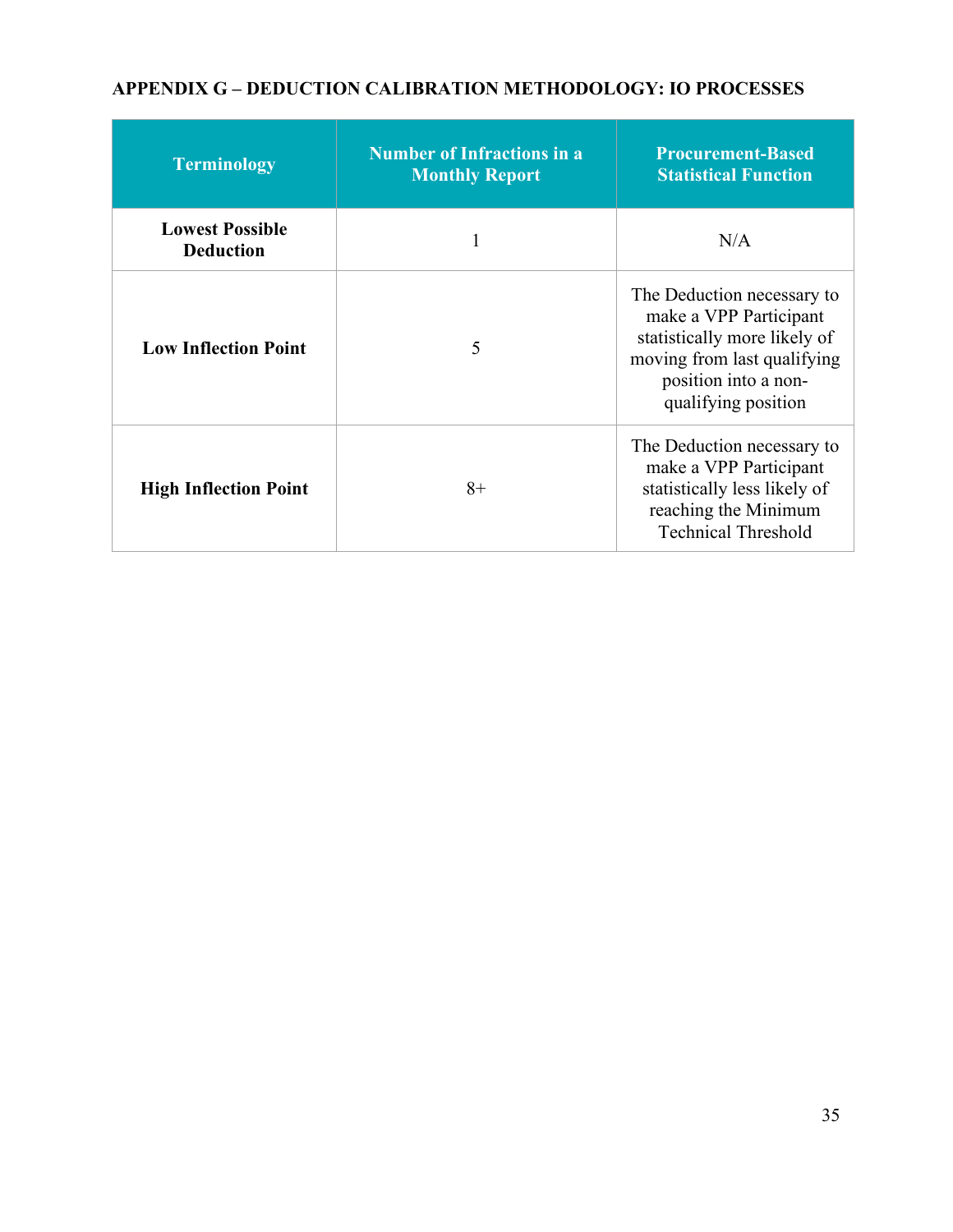## APPENDIX G – DEDUCTION CALIBRATION METHODOLOGY: IO PROCESSES

| Terminology | Number of Infractions in a Monthly Report | Procurement-Based Statistical Function |
|---|---|---|
| **Lowest Possible Deduction** | 1 | N/A |
| **Low Inflection Point** | 5 | The Deduction necessary to make a VPP Participant statistically more likely of moving from last qualifying position into a non-qualifying position |
| **High Inflection Point** | 8+ | The Deduction necessary to make a VPP Participant statistically less likely of reaching the Minimum Technical Threshold |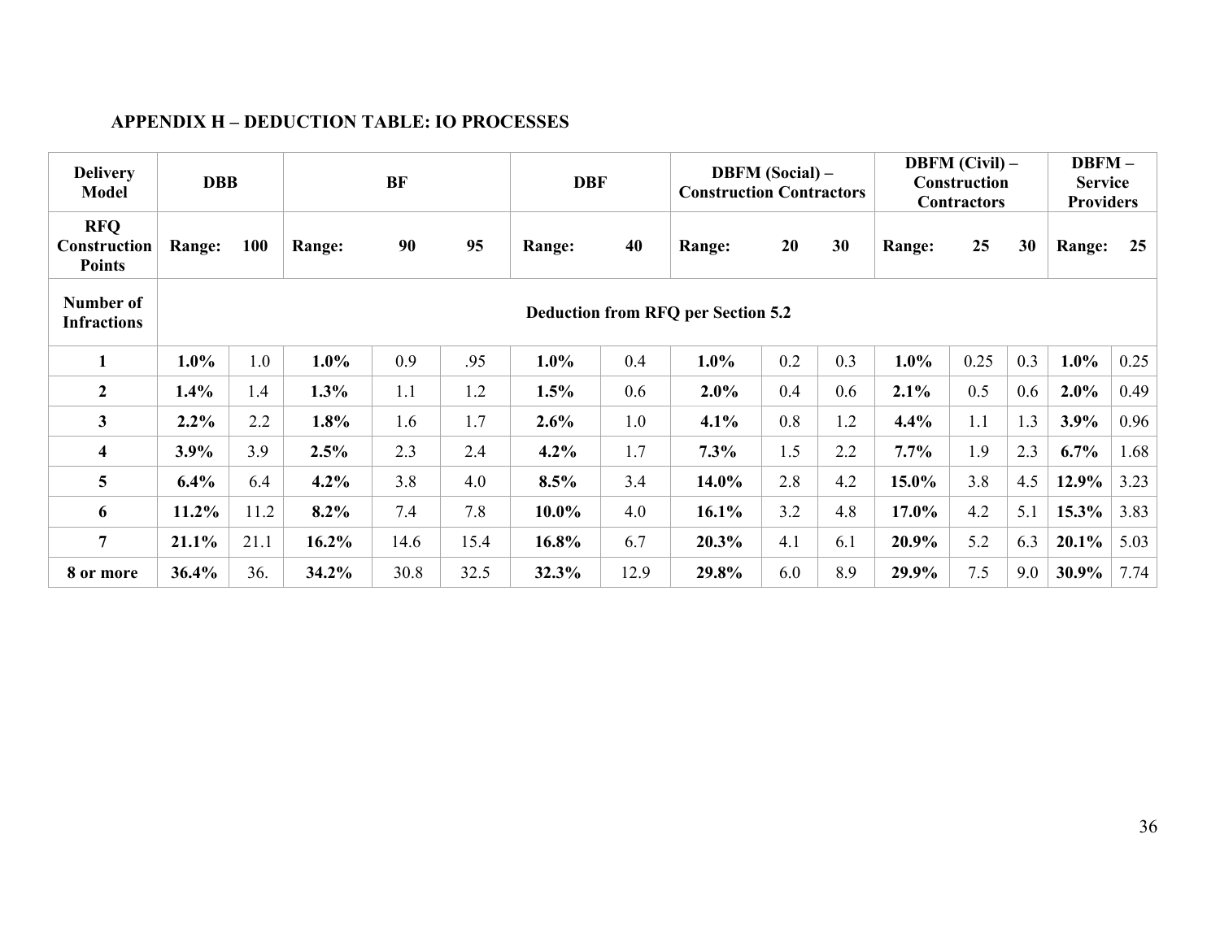### APPENDIX H – DEDUCTION TABLE: IO PROCESSES

| Delivery Model | DBB | | BF | | | DBF | | DBFM (Social) – Construction Contractors | | | DBFM (Civil) – Construction Contractors | | | DBFM – Service Providers | |
|---|---|---|---|---|---|---|---|---|---|---|---|---|---|---|---|
| **RFQ Construction Points** | **Range:** | **100** | **Range:** | **90** | **95** | **Range:** | **40** | **Range:** | **20** | **30** | **Range:** | **25** | **30** | **Range:** | **25** |
| **Number of Infractions** | **Deduction from RFQ per Section 5.2** | | | | | | | | | | | | | | |
| **1** | **1.0%** | 1.0 | **1.0%** | 0.9 | .95 | **1.0%** | 0.4 | **1.0%** | 0.2 | 0.3 | **1.0%** | 0.25 | 0.3 | **1.0%** | 0.25 |
| **2** | **1.4%** | 1.4 | **1.3%** | 1.1 | 1.2 | **1.5%** | 0.6 | **2.0%** | 0.4 | 0.6 | **2.1%** | 0.5 | 0.6 | **2.0%** | 0.49 |
| **3** | **2.2%** | 2.2 | **1.8%** | 1.6 | 1.7 | **2.6%** | 1.0 | **4.1%** | 0.8 | 1.2 | **4.4%** | 1.1 | 1.3 | **3.9%** | 0.96 |
| **4** | **3.9%** | 3.9 | **2.5%** | 2.3 | 2.4 | **4.2%** | 1.7 | **7.3%** | 1.5 | 2.2 | **7.7%** | 1.9 | 2.3 | **6.7%** | 1.68 |
| **5** | **6.4%** | 6.4 | **4.2%** | 3.8 | 4.0 | **8.5%** | 3.4 | **14.0%** | 2.8 | 4.2 | **15.0%** | 3.8 | 4.5 | **12.9%** | 3.23 |
| **6** | **11.2%** | 11.2 | **8.2%** | 7.4 | 7.8 | **10.0%** | 4.0 | **16.1%** | 3.2 | 4.8 | **17.0%** | 4.2 | 5.1 | **15.3%** | 3.83 |
| **7** | **21.1%** | 21.1 | **16.2%** | 14.6 | 15.4 | **16.8%** | 6.7 | **20.3%** | 4.1 | 6.1 | **20.9%** | 5.2 | 6.3 | **20.1%** | 5.03 |
| **8 or more** | **36.4%** | 36. | **34.2%** | 30.8 | 32.5 | **32.3%** | 12.9 | **29.8%** | 6.0 | 8.9 | **29.9%** | 7.5 | 9.0 | **30.9%** | 7.74 |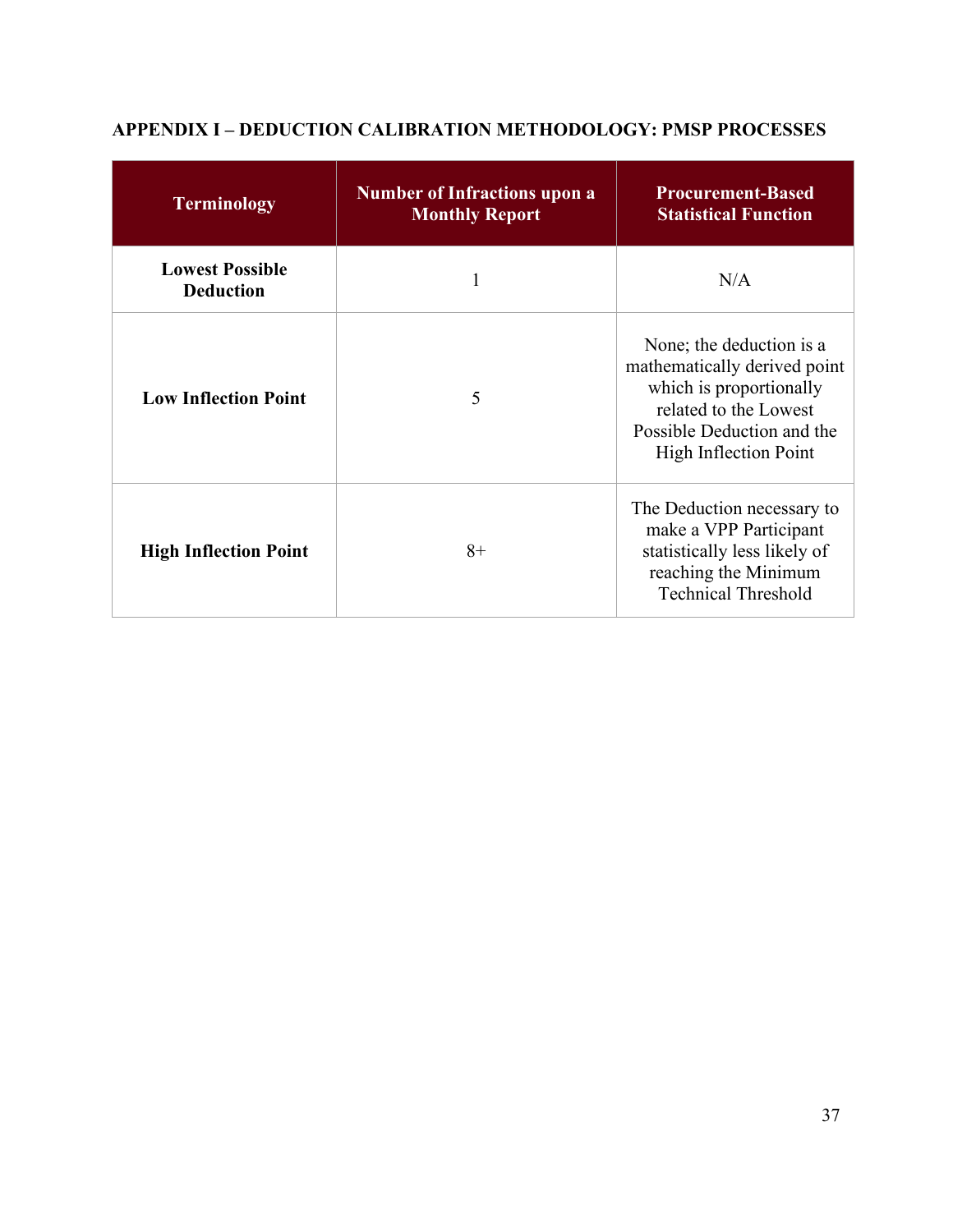## APPENDIX I – DEDUCTION CALIBRATION METHODOLOGY: PMSP PROCESSES

| Terminology | Number of Infractions upon a Monthly Report | Procurement-Based Statistical Function |
|---|---|---|
| **Lowest Possible Deduction** | 1 | N/A |
| **Low Inflection Point** | 5 | None; the deduction is a mathematically derived point which is proportionally related to the Lowest Possible Deduction and the High Inflection Point |
| **High Inflection Point** | 8+ | The Deduction necessary to make a VPP Participant statistically less likely of reaching the Minimum Technical Threshold |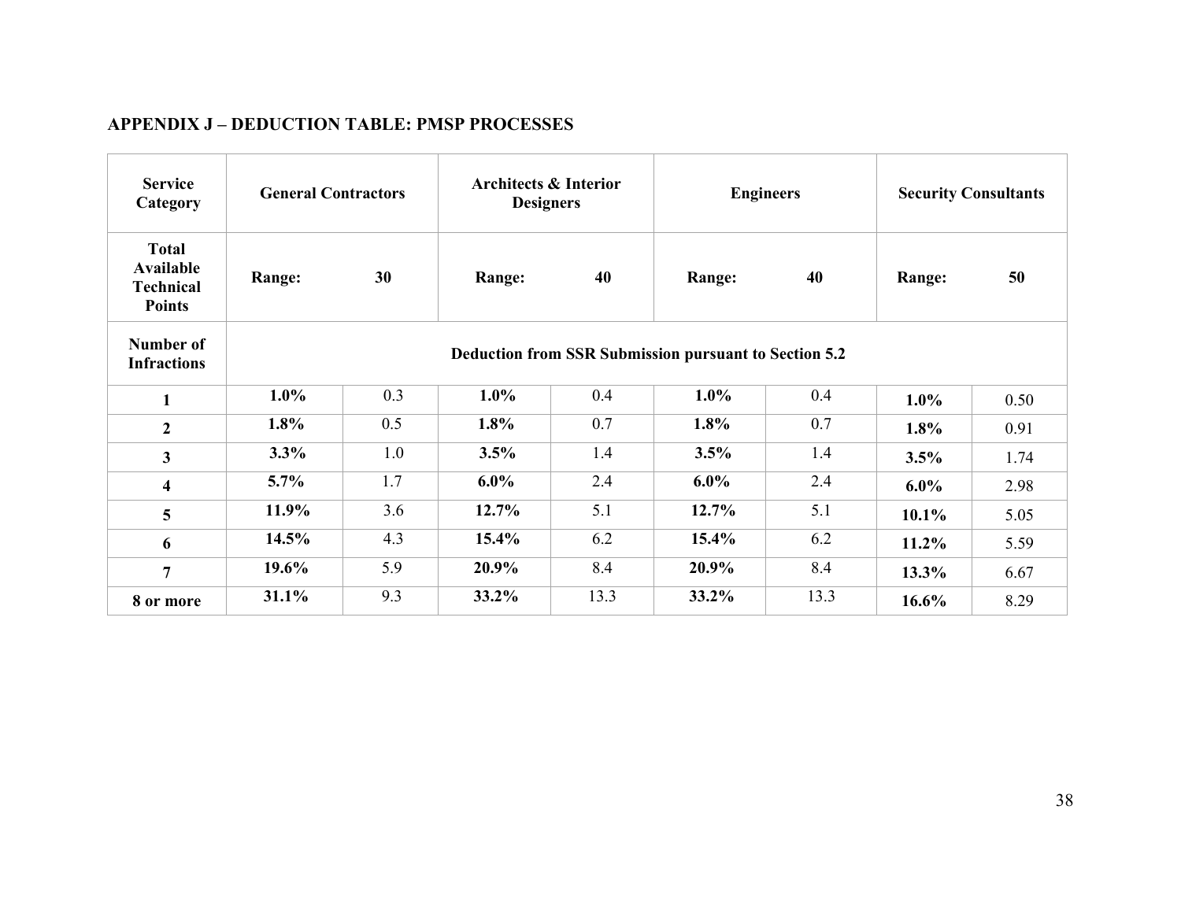## APPENDIX J – DEDUCTION TABLE: PMSP PROCESSES

| Service Category | General Contractors | | Architects & Interior Designers | | Engineers | | Security Consultants | |
|---|---|---|---|---|---|---|---|---|
| **Total Available Technical Points** | **Range:** | **30** | **Range:** | **40** | **Range:** | **40** | **Range:** | **50** |
| **Number of Infractions** | **Deduction from SSR Submission pursuant to Section 5.2** | | | | | | | |
| **1** | **1.0%** | 0.3 | **1.0%** | 0.4 | **1.0%** | 0.4 | **1.0%** | 0.50 |
| **2** | **1.8%** | 0.5 | **1.8%** | 0.7 | **1.8%** | 0.7 | **1.8%** | 0.91 |
| **3** | **3.3%** | 1.0 | **3.5%** | 1.4 | **3.5%** | 1.4 | **3.5%** | 1.74 |
| **4** | **5.7%** | 1.7 | **6.0%** | 2.4 | **6.0%** | 2.4 | **6.0%** | 2.98 |
| **5** | **11.9%** | 3.6 | **12.7%** | 5.1 | **12.7%** | 5.1 | **10.1%** | 5.05 |
| **6** | **14.5%** | 4.3 | **15.4%** | 6.2 | **15.4%** | 6.2 | **11.2%** | 5.59 |
| **7** | **19.6%** | 5.9 | **20.9%** | 8.4 | **20.9%** | 8.4 | **13.3%** | 6.67 |
| **8 or more** | **31.1%** | 9.3 | **33.2%** | 13.3 | **33.2%** | 13.3 | **16.6%** | 8.29 |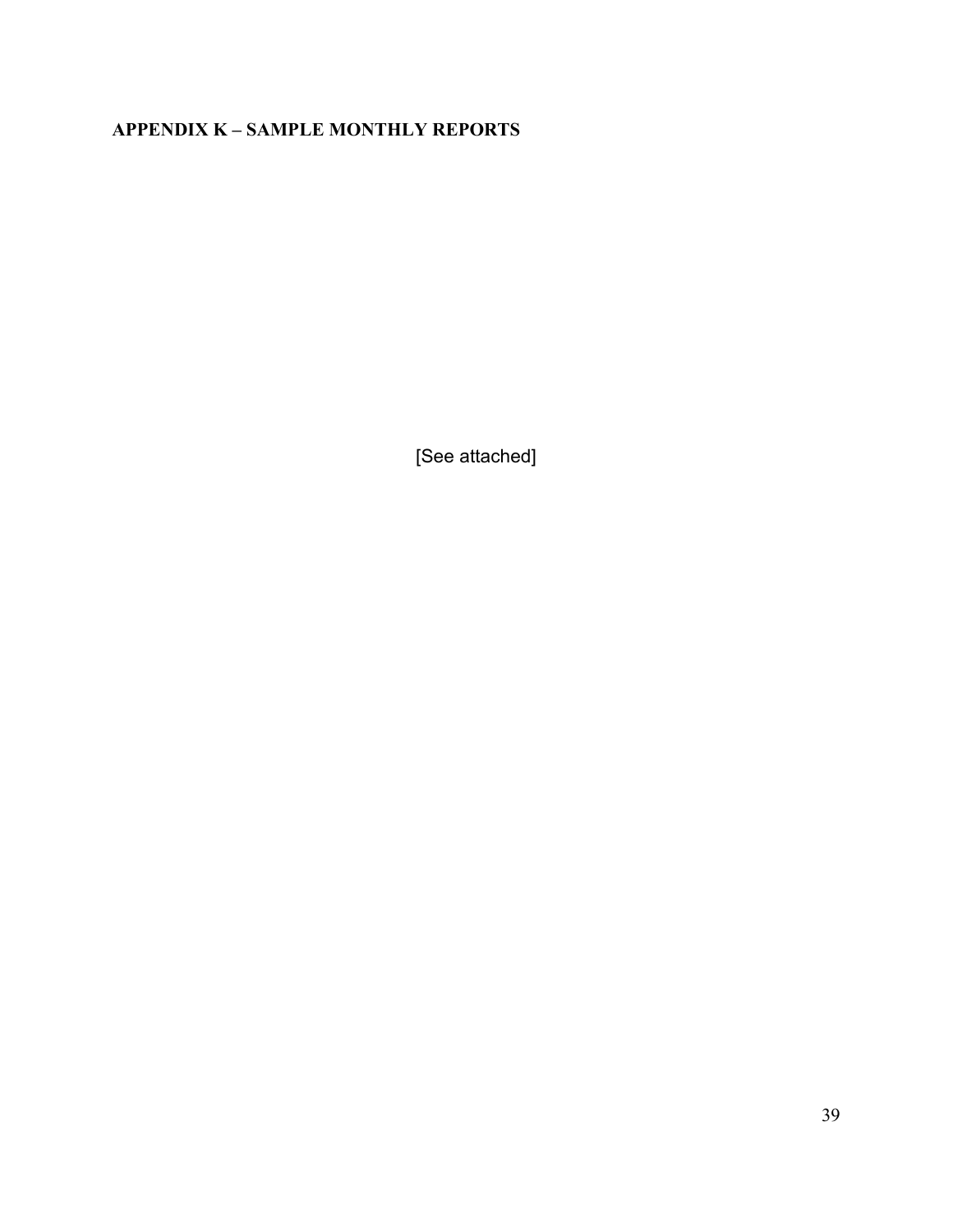## APPENDIX K – SAMPLE MONTHLY REPORTS

[See attached]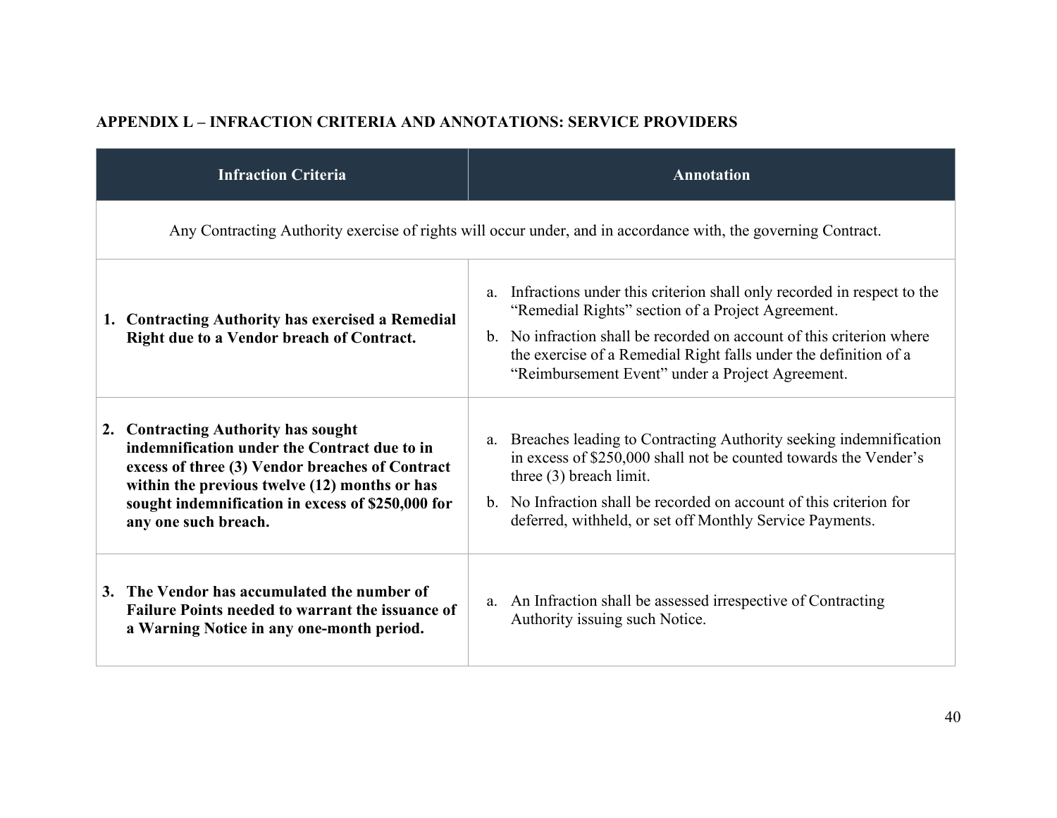**APPENDIX L – INFRACTION CRITERIA AND ANNOTATIONS: SERVICE PROVIDERS**

| Infraction Criteria | Annotation |
|---|---|
| Any Contracting Authority exercise of rights will occur under, and in accordance with, the governing Contract. | |
| **1. Contracting Authority has exercised a Remedial Right due to a Vendor breach of Contract.** | a. Infractions under this criterion shall only recorded in respect to the “Remedial Rights” section of a Project Agreement.<br>b. No infraction shall be recorded on account of this criterion where the exercise of a Remedial Right falls under the definition of a “Reimbursement Event” under a Project Agreement. |
| **2. Contracting Authority has sought indemnification under the Contract due to in excess of three (3) Vendor breaches of Contract within the previous twelve (12) months or has sought indemnification in excess of $250,000 for any one such breach.** | a. Breaches leading to Contracting Authority seeking indemnification in excess of $250,000 shall not be counted towards the Vender’s three (3) breach limit.<br>b. No Infraction shall be recorded on account of this criterion for deferred, withheld, or set off Monthly Service Payments. |
| **3. The Vendor has accumulated the number of Failure Points needed to warrant the issuance of a Warning Notice in any one-month period.** | a. An Infraction shall be assessed irrespective of Contracting Authority issuing such Notice. |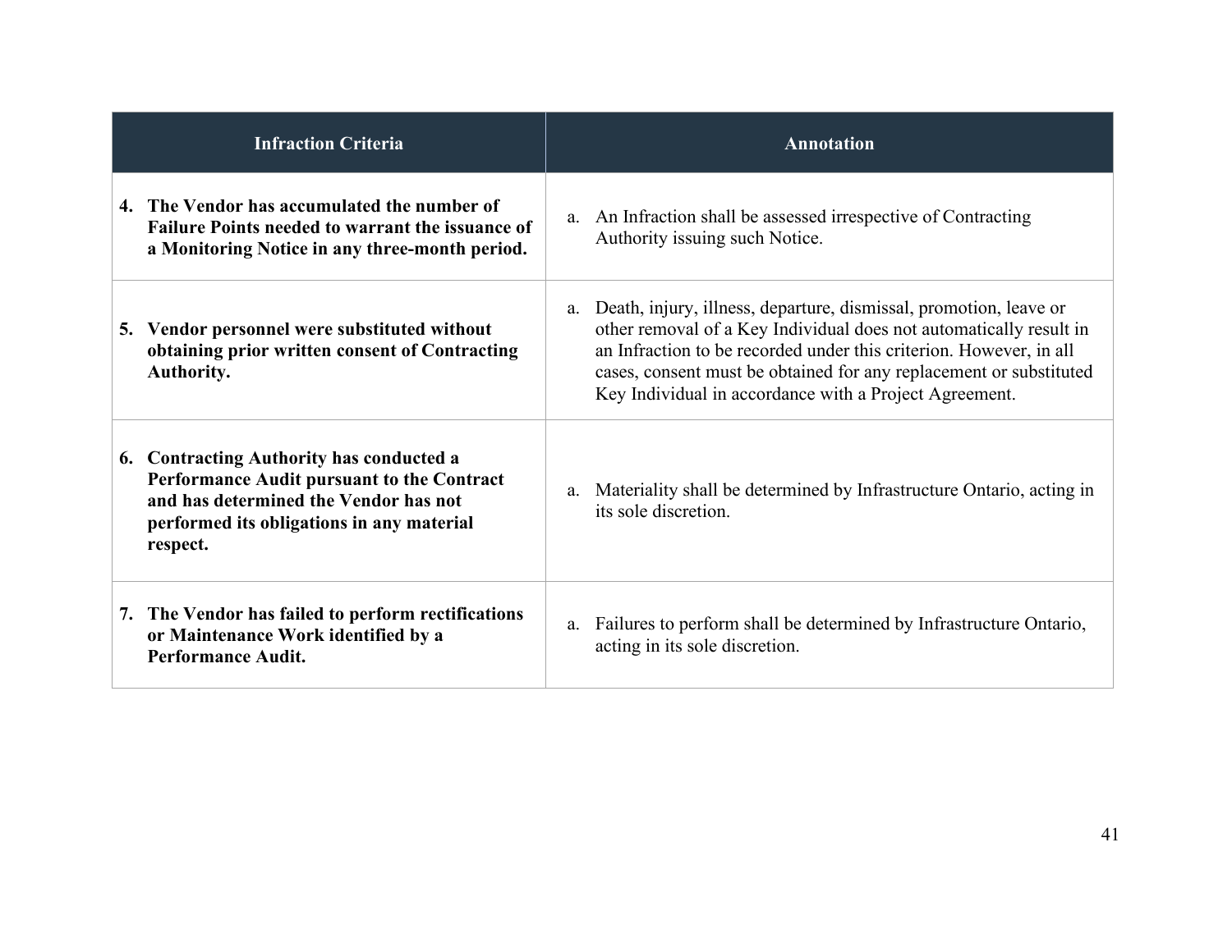| Infraction Criteria | Annotation |
|---|---|
| **4. The Vendor has accumulated the number of Failure Points needed to warrant the issuance of a Monitoring Notice in any three-month period.** | a. An Infraction shall be assessed irrespective of Contracting Authority issuing such Notice. |
| **5. Vendor personnel were substituted without obtaining prior written consent of Contracting Authority.** | a. Death, injury, illness, departure, dismissal, promotion, leave or other removal of a Key Individual does not automatically result in an Infraction to be recorded under this criterion. However, in all cases, consent must be obtained for any replacement or substituted Key Individual in accordance with a Project Agreement. |
| **6. Contracting Authority has conducted a Performance Audit pursuant to the Contract and has determined the Vendor has not performed its obligations in any material respect.** | a. Materiality shall be determined by Infrastructure Ontario, acting in its sole discretion. |
| **7. The Vendor has failed to perform rectifications or Maintenance Work identified by a Performance Audit.** | a. Failures to perform shall be determined by Infrastructure Ontario, acting in its sole discretion. |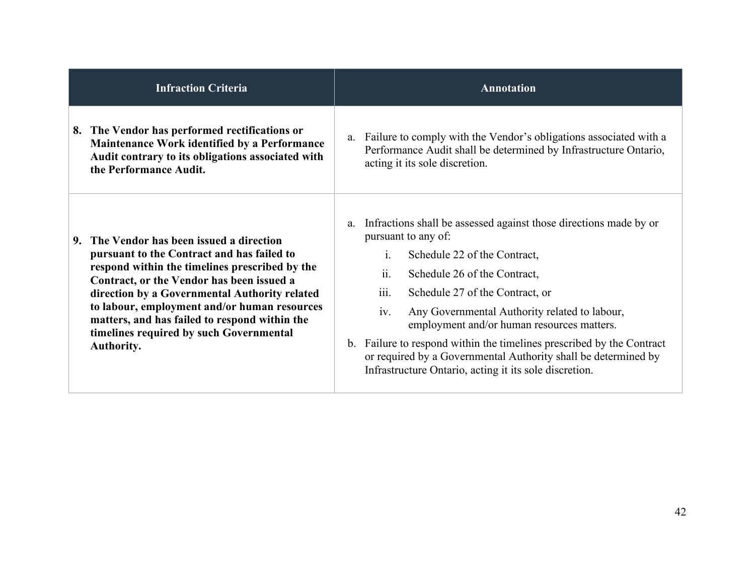| Infraction Criteria | Annotation |
|---|---|
| **8. The Vendor has performed rectifications or Maintenance Work identified by a Performance Audit contrary to its obligations associated with the Performance Audit.** | a. Failure to comply with the Vendor's obligations associated with a Performance Audit shall be determined by Infrastructure Ontario, acting it its sole discretion. |
| **9. The Vendor has been issued a direction pursuant to the Contract and has failed to respond within the timelines prescribed by the Contract, or the Vendor has been issued a direction by a Governmental Authority related to labour, employment and/or human resources matters, and has failed to respond within the timelines required by such Governmental Authority.** | a. Infractions shall be assessed against those directions made by or pursuant to any of:<br>i. Schedule 22 of the Contract,<br>ii. Schedule 26 of the Contract,<br>iii. Schedule 27 of the Contract, or<br>iv. Any Governmental Authority related to labour, employment and/or human resources matters.<br>b. Failure to respond within the timelines prescribed by the Contract or required by a Governmental Authority shall be determined by Infrastructure Ontario, acting it its sole discretion. |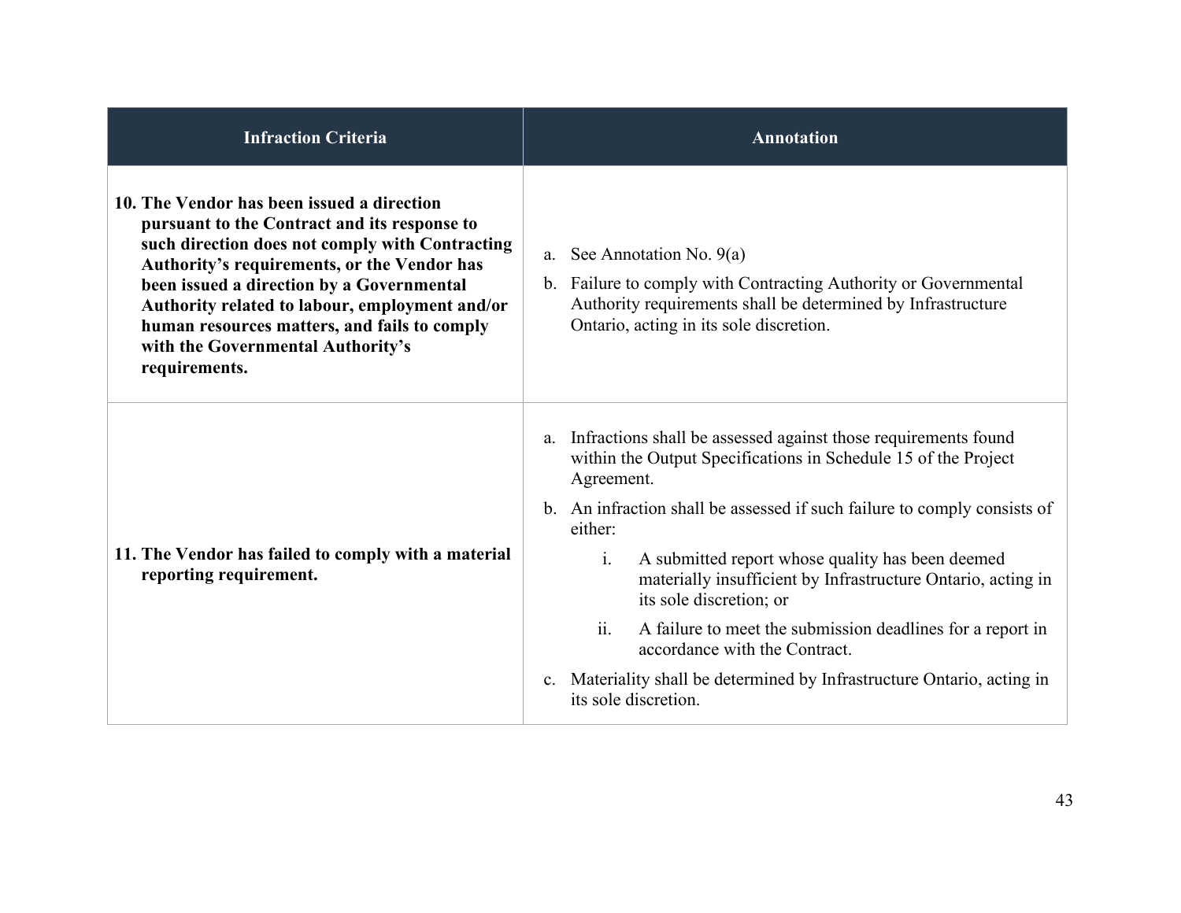| Infraction Criteria | Annotation |
|---|---|
| **10. The Vendor has been issued a direction pursuant to the Contract and its response to such direction does not comply with Contracting Authority's requirements, or the Vendor has been issued a direction by a Governmental Authority related to labour, employment and/or human resources matters, and fails to comply with the Governmental Authority's requirements.** | a. See Annotation No. 9(a)<br>b. Failure to comply with Contracting Authority or Governmental Authority requirements shall be determined by Infrastructure Ontario, acting in its sole discretion. |
| **11. The Vendor has failed to comply with a material reporting requirement.** | a. Infractions shall be assessed against those requirements found within the Output Specifications in Schedule 15 of the Project Agreement.<br>b. An infraction shall be assessed if such failure to comply consists of either:<br>i. A submitted report whose quality has been deemed materially insufficient by Infrastructure Ontario, acting in its sole discretion; or<br>ii. A failure to meet the submission deadlines for a report in accordance with the Contract.<br>c. Materiality shall be determined by Infrastructure Ontario, acting in its sole discretion. |